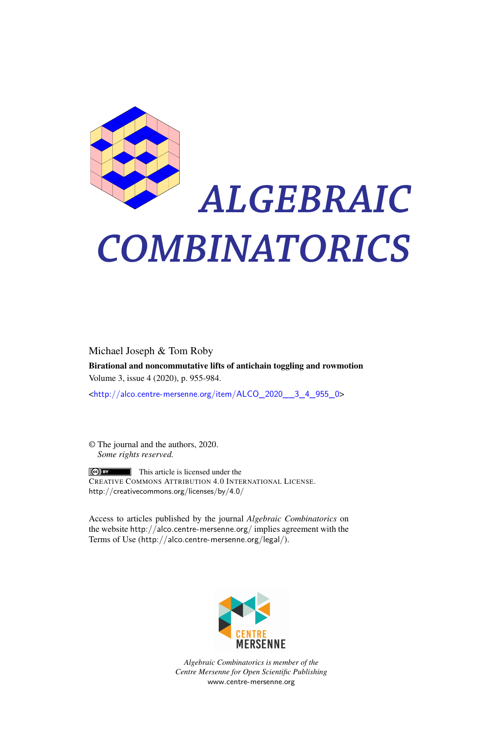# ALGEBRAIC COMBINATORICS

Michael Joseph & Tom Roby

**Birational and noncommutative lifts of antichain toggling and rowmotion**

Volume 3, issue 4 (2020), p. 955-984.

<http://alco.centre-mersenne.org/item/ALCO_2020__3_4_955_0>

© The journal and the authors, 2020.
*Some rights reserved.*

This article is licensed under the
CREATIVE COMMONS ATTRIBUTION 4.0 INTERNATIONAL LICENSE.
http://creativecommons.org/licenses/by/4.0/

Access to articles published by the journal *Algebraic Combinatorics* on the website http://alco.centre-mersenne.org/ implies agreement with the Terms of Use (http://alco.centre-mersenne.org/legal/).

CENTRE MERSENNE

*Algebraic Combinatorics is member of the Centre Mersenne for Open Scientific Publishing*
www.centre-mersenne.org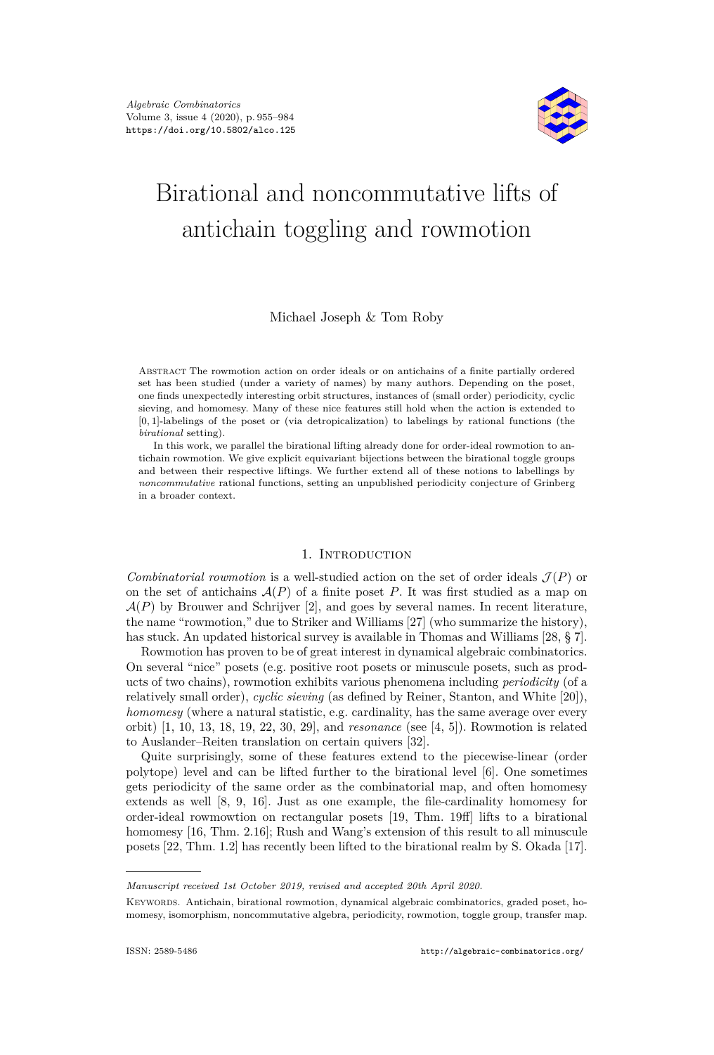Algebraic Combinatorics
Volume 3, issue 4 (2020), p. 955–984
https://doi.org/10.5802/alco.125

# Birational and noncommutative lifts of antichain toggling and rowmotion

Michael Joseph & Tom Roby

Abstract The rowmotion action on order ideals or on antichains of a finite partially ordered set has been studied (under a variety of names) by many authors. Depending on the poset, one finds unexpectedly interesting orbit structures, instances of (small order) periodicity, cyclic sieving, and homomesy. Many of these nice features still hold when the action is extended to $[0,1]$-labelings of the poset or (via detropicalization) to labelings by rational functions (the *birational* setting).

In this work, we parallel the birational lifting already done for order-ideal rowmotion to antichain rowmotion. We give explicit equivariant bijections between the birational toggle groups and between their respective liftings. We further extend all of these notions to labellings by *noncommutative* rational functions, setting an unpublished periodicity conjecture of Grinberg in a broader context.

## 1. Introduction

*Combinatorial rowmotion* is a well-studied action on the set of order ideals $\mathcal{J}(P)$ or on the set of antichains $\mathcal{A}(P)$ of a finite poset $P$. It was first studied as a map on $\mathcal{A}(P)$ by Brouwer and Schrijver [2], and goes by several names. In recent literature, the name "rowmotion," due to Striker and Williams [27] (who summarize the history), has stuck. An updated historical survey is available in Thomas and Williams [28, § 7].

Rowmotion has proven to be of great interest in dynamical algebraic combinatorics. On several "nice" posets (e.g. positive root posets or minuscule posets, such as products of two chains), rowmotion exhibits various phenomena including *periodicity* (of a relatively small order), *cyclic sieving* (as defined by Reiner, Stanton, and White [20]), *homomesy* (where a natural statistic, e.g. cardinality, has the same average over every orbit) [1, 10, 13, 18, 19, 22, 30, 29], and *resonance* (see [4, 5]). Rowmotion is related to Auslander–Reiten translation on certain quivers [32].

Quite surprisingly, some of these features extend to the piecewise-linear (order polytope) level and can be lifted further to the birational level [6]. One sometimes gets periodicity of the same order as the combinatorial map, and often homomesy extends as well [8, 9, 16]. Just as one example, the file-cardinality homomesy for order-ideal rowmowtion on rectangular posets [19, Thm. 19ff] lifts to a birational homomesy [16, Thm. 2.16]; Rush and Wang's extension of this result to all minuscule posets [22, Thm. 1.2] has recently been lifted to the birational realm by S. Okada [17].

Manuscript received 1st October 2019, revised and accepted 20th April 2020.

Keywords. Antichain, birational rowmotion, dynamical algebraic combinatorics, graded poset, homomesy, isomorphism, noncommutative algebra, periodicity, rowmotion, toggle group, transfer map.

ISSN: 2589-5486 http://algebraic-combinatorics.org/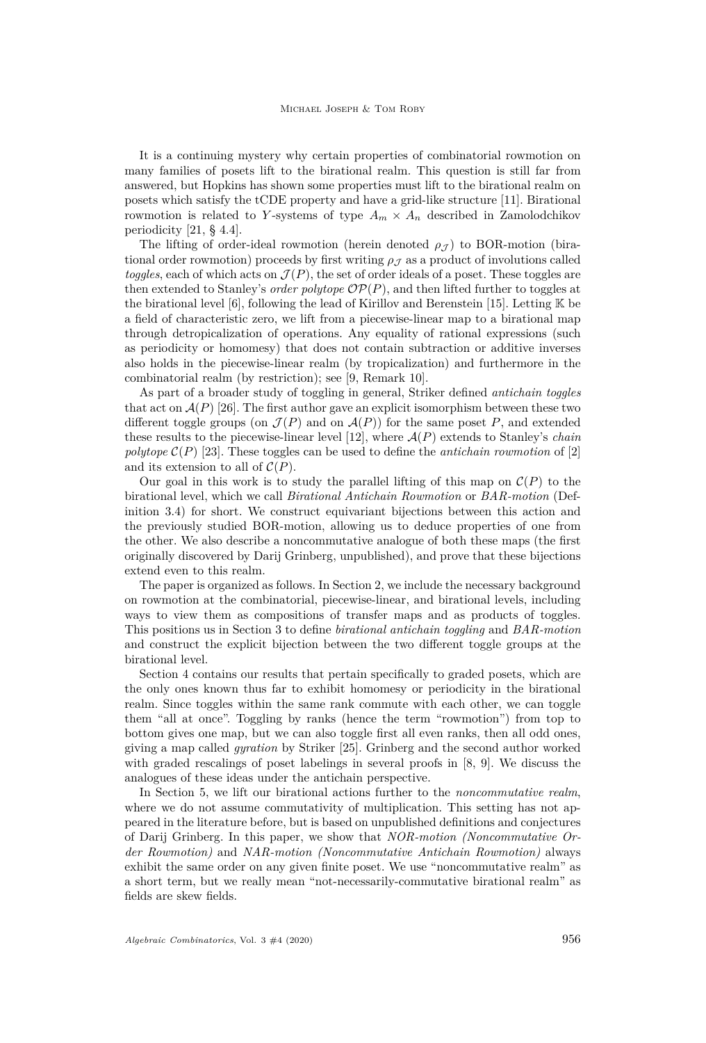It is a continuing mystery why certain properties of combinatorial rowmotion on many families of posets lift to the birational realm. This question is still far from answered, but Hopkins has shown some properties must lift to the birational realm on posets which satisfy the tCDE property and have a grid-like structure [11]. Birational rowmotion is related to $Y$-systems of type $A_m \times A_n$ described in Zamolodchikov periodicity [21, § 4.4].

The lifting of order-ideal rowmotion (herein denoted $\rho_{\mathcal{J}}$) to BOR-motion (birational order rowmotion) proceeds by first writing $\rho_{\mathcal{J}}$ as a product of involutions called *toggles*, each of which acts on $\mathcal{J}(P)$, the set of order ideals of a poset. These toggles are then extended to Stanley's *order polytope* $\mathcal{OP}(P)$, and then lifted further to toggles at the birational level [6], following the lead of Kirillov and Berenstein [15]. Letting $\mathbb{K}$ be a field of characteristic zero, we lift from a piecewise-linear map to a birational map through detropicalization of operations. Any equality of rational expressions (such as periodicity or homomesy) that does not contain subtraction or additive inverses also holds in the piecewise-linear realm (by tropicalization) and furthermore in the combinatorial realm (by restriction); see [9, Remark 10].

As part of a broader study of toggling in general, Striker defined *antichain toggles* that act on $\mathcal{A}(P)$ [26]. The first author gave an explicit isomorphism between these two different toggle groups (on $\mathcal{J}(P)$ and on $\mathcal{A}(P)$) for the same poset $P$, and extended these results to the piecewise-linear level [12], where $\mathcal{A}(P)$ extends to Stanley's *chain polytope* $\mathcal{C}(P)$ [23]. These toggles can be used to define the *antichain rowmotion* of [2] and its extension to all of $\mathcal{C}(P)$.

Our goal in this work is to study the parallel lifting of this map on $\mathcal{C}(P)$ to the birational level, which we call *Birational Antichain Rowmotion* or *BAR-motion* (Definition 3.4) for short. We construct equivariant bijections between this action and the previously studied BOR-motion, allowing us to deduce properties of one from the other. We also describe a noncommutative analogue of both these maps (the first originally discovered by Darij Grinberg, unpublished), and prove that these bijections extend even to this realm.

The paper is organized as follows. In Section 2, we include the necessary background on rowmotion at the combinatorial, piecewise-linear, and birational levels, including ways to view them as compositions of transfer maps and as products of toggles. This positions us in Section 3 to define *birational antichain toggling* and *BAR-motion* and construct the explicit bijection between the two different toggle groups at the birational level.

Section 4 contains our results that pertain specifically to graded posets, which are the only ones known thus far to exhibit homomesy or periodicity in the birational realm. Since toggles within the same rank commute with each other, we can toggle them "all at once". Toggling by ranks (hence the term "rowmotion") from top to bottom gives one map, but we can also toggle first all even ranks, then all odd ones, giving a map called *gyration* by Striker [25]. Grinberg and the second author worked with graded rescalings of poset labelings in several proofs in [8, 9]. We discuss the analogues of these ideas under the antichain perspective.

In Section 5, we lift our birational actions further to the *noncommutative realm*, where we do not assume commutativity of multiplication. This setting has not appeared in the literature before, but is based on unpublished definitions and conjectures of Darij Grinberg. In this paper, we show that *NOR-motion (Noncommutative Order Rowmotion)* and *NAR-motion (Noncommutative Antichain Rowmotion)* always exhibit the same order on any given finite poset. We use "noncommutative realm" as a short term, but we really mean "not-necessarily-commutative birational realm" as fields are skew fields.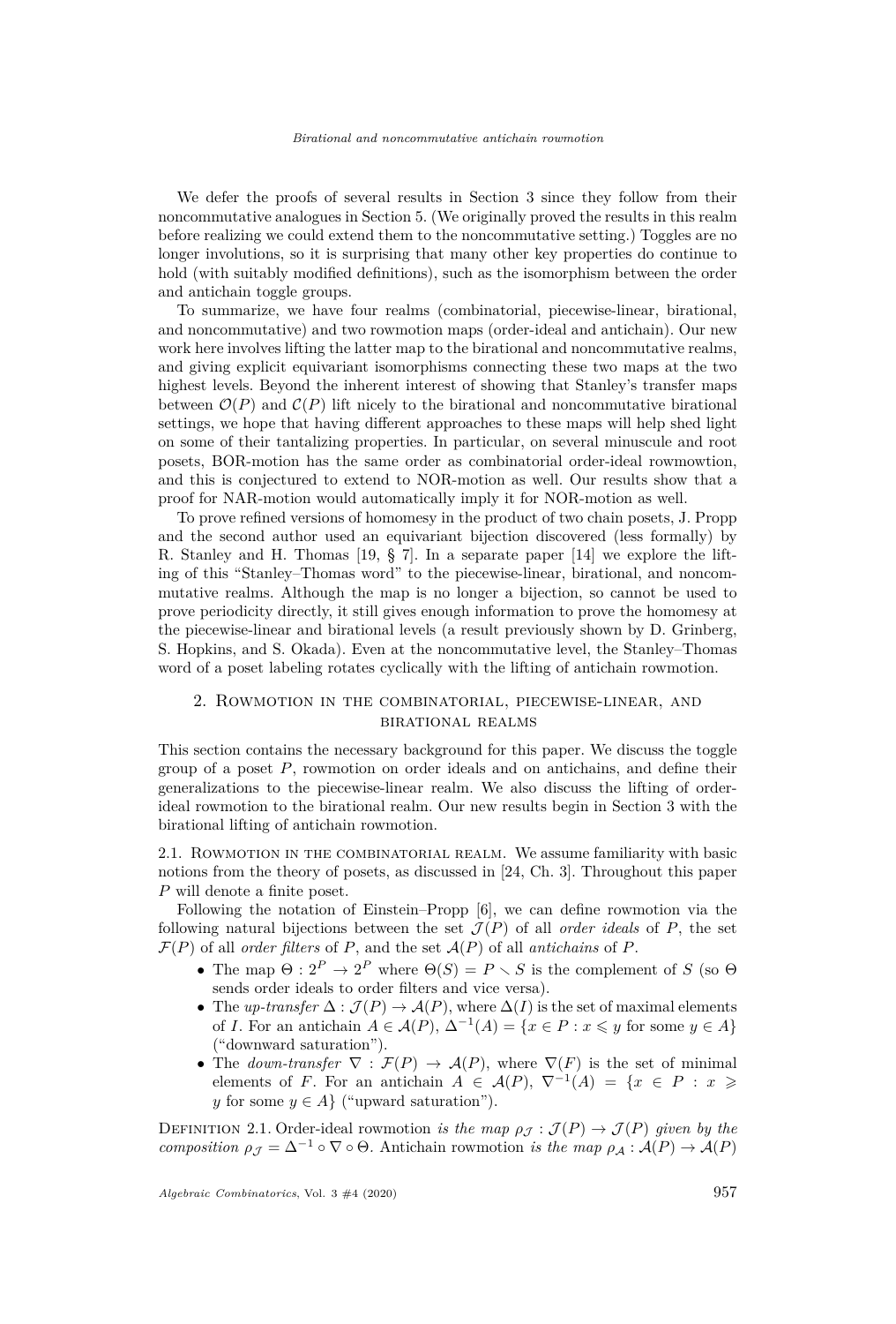We defer the proofs of several results in Section 3 since they follow from their noncommutative analogues in Section 5. (We originally proved the results in this realm before realizing we could extend them to the noncommutative setting.) Toggles are no longer involutions, so it is surprising that many other key properties do continue to hold (with suitably modified definitions), such as the isomorphism between the order and antichain toggle groups.

To summarize, we have four realms (combinatorial, piecewise-linear, birational, and noncommutative) and two rowmotion maps (order-ideal and antichain). Our new work here involves lifting the latter map to the birational and noncommutative realms, and giving explicit equivariant isomorphisms connecting these two maps at the two highest levels. Beyond the inherent interest of showing that Stanley's transfer maps between $\mathcal{O}(P)$ and $\mathcal{C}(P)$ lift nicely to the birational and noncommutative birational settings, we hope that having different approaches to these maps will help shed light on some of their tantalizing properties. In particular, on several minuscule and root posets, BOR-motion has the same order as combinatorial order-ideal rowmowtion, and this is conjectured to extend to NOR-motion as well. Our results show that a proof for NAR-motion would automatically imply it for NOR-motion as well.

To prove refined versions of homomesy in the product of two chain posets, J. Propp and the second author used an equivariant bijection discovered (less formally) by R. Stanley and H. Thomas [19, § 7]. In a separate paper [14] we explore the lifting of this "Stanley–Thomas word" to the piecewise-linear, birational, and noncommutative realms. Although the map is no longer a bijection, so cannot be used to prove periodicity directly, it still gives enough information to prove the homomesy at the piecewise-linear and birational levels (a result previously shown by D. Grinberg, S. Hopkins, and S. Okada). Even at the noncommutative level, the Stanley–Thomas word of a poset labeling rotates cyclically with the lifting of antichain rowmotion.

## 2. Rowmotion in the combinatorial, piecewise-linear, and birational realms

This section contains the necessary background for this paper. We discuss the toggle group of a poset $P$, rowmotion on order ideals and on antichains, and define their generalizations to the piecewise-linear realm. We also discuss the lifting of order-ideal rowmotion to the birational realm. Our new results begin in Section 3 with the birational lifting of antichain rowmotion.

### 2.1. Rowmotion in the combinatorial realm.

We assume familiarity with basic notions from the theory of posets, as discussed in [24, Ch. 3]. Throughout this paper $P$ will denote a finite poset.

Following the notation of Einstein–Propp [6], we can define rowmotion via the following natural bijections between the set $\mathcal{J}(P)$ of all *order ideals* of $P$, the set $\mathcal{F}(P)$ of all *order filters* of $P$, and the set $\mathcal{A}(P)$ of all *antichains* of $P$.

- The map $\Theta : 2^P \to 2^P$ where $\Theta(S) = P \smallsetminus S$ is the complement of $S$ (so $\Theta$ sends order ideals to order filters and vice versa).
- The *up-transfer* $\Delta : \mathcal{J}(P) \to \mathcal{A}(P)$, where $\Delta(I)$ is the set of maximal elements of $I$. For an antichain $A \in \mathcal{A}(P)$, $\Delta^{-1}(A) = \{x \in P : x \leqslant y \text{ for some } y \in A\}$ ("downward saturation").
- The *down-transfer* $\nabla : \mathcal{F}(P) \to \mathcal{A}(P)$, where $\nabla(F)$ is the set of minimal elements of $F$. For an antichain $A \in \mathcal{A}(P)$, $\nabla^{-1}(A) = \{x \in P : x \geqslant y \text{ for some } y \in A\}$ ("upward saturation").

Definition 2.1. *Order-ideal rowmotion is the map $\rho_{\mathcal{J}} : \mathcal{J}(P) \to \mathcal{J}(P)$ given by the composition $\rho_{\mathcal{J}} = \Delta^{-1} \circ \nabla \circ \Theta$. Antichain rowmotion is the map $\rho_{\mathcal{A}} : \mathcal{A}(P) \to \mathcal{A}(P)$*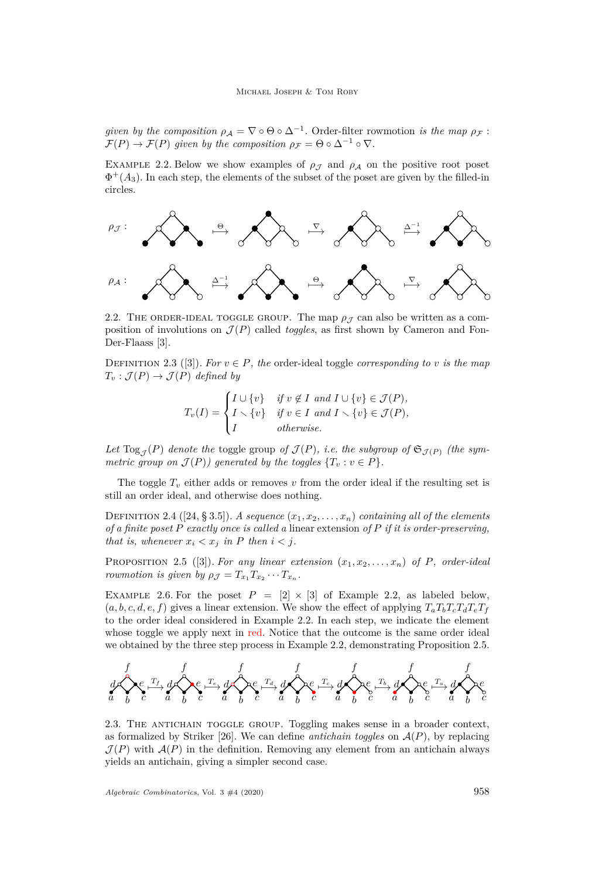*given by the composition* $\rho_{\mathcal{A}} = \nabla \circ \Theta \circ \Delta^{-1}$. Order-filter rowmotion *is the map* $\rho_{\mathcal{F}} : \mathcal{F}(P) \to \mathcal{F}(P)$ *given by the composition* $\rho_{\mathcal{F}} = \Theta \circ \Delta^{-1} \circ \nabla$.

Example 2.2. Below we show examples of $\rho_{\mathcal{J}}$ and $\rho_{\mathcal{A}}$ on the positive root poset $\Phi^+(A_3)$. In each step, the elements of the subset of the poset are given by the filled-in circles.

$\rho_{\mathcal{J}}$ : $\overset{\Theta}{\longmapsto}$ $\overset{\nabla}{\longmapsto}$ $\overset{\Delta^{-1}}{\longmapsto}$

$\rho_{\mathcal{A}}$ : $\overset{\Delta^{-1}}{\longmapsto}$ $\overset{\Theta}{\longmapsto}$ $\overset{\nabla}{\longmapsto}$

## 2.2. The order-ideal toggle group.

The map $\rho_{\mathcal{J}}$ can also be written as a composition of involutions on $\mathcal{J}(P)$ called *toggles*, as first shown by Cameron and Fon-Der-Flaass [3].

Definition 2.3 ([3]). *For* $v \in P$, *the* order-ideal toggle *corresponding to* $v$ *is the map* $T_v : \mathcal{J}(P) \to \mathcal{J}(P)$ *defined by*

$$T_v(I) = \begin{cases} I \cup \{v\} & \text{if } v \notin I \text{ and } I \cup \{v\} \in \mathcal{J}(P), \\ I \setminus \{v\} & \text{if } v \in I \text{ and } I \setminus \{v\} \in \mathcal{J}(P), \\ I & \text{otherwise.} \end{cases}$$

*Let* $\operatorname{Tog}_{\mathcal{J}}(P)$ *denote the* toggle group *of* $\mathcal{J}(P)$, *i.e. the subgroup of* $\mathfrak{S}_{\mathcal{J}(P)}$ *(the symmetric group on* $\mathcal{J}(P)$*) generated by the toggles* $\{T_v : v \in P\}$.

The toggle $T_v$ either adds or removes $v$ from the order ideal if the resulting set is still an order ideal, and otherwise does nothing.

Definition 2.4 ([24, § 3.5]). *A sequence* $(x_1, x_2, \dots, x_n)$ *containing all of the elements of a finite poset* $P$ *exactly once is called a* linear extension *of* $P$ *if it is order-preserving, that is, whenever* $x_i < x_j$ *in* $P$ *then* $i < j$.

Proposition 2.5 ([3]). *For any linear extension* $(x_1, x_2, \dots, x_n)$ *of* $P$, *order-ideal rowmotion is given by* $\rho_{\mathcal{J}} = T_{x_1} T_{x_2} \cdots T_{x_n}$.

Example 2.6. For the poset $P = [2] \times [3]$ of Example 2.2, as labeled below, $(a, b, c, d, e, f)$ gives a linear extension. We show the effect of applying $T_a T_b T_c T_d T_e T_f$ to the order ideal considered in Example 2.2. In each step, we indicate the element whose toggle we apply next in red. Notice that the outcome is the same order ideal we obtained by the three step process in Example 2.2, demonstrating Proposition 2.5.

$\overset{T_f}{\longmapsto}$ $\overset{T_e}{\longmapsto}$ $\overset{T_d}{\longmapsto}$ $\overset{T_c}{\longmapsto}$ $\overset{T_b}{\longmapsto}$ $\overset{T_a}{\longmapsto}$

## 2.3. The antichain toggle group.

Toggling makes sense in a broader context, as formalized by Striker [26]. We can define *antichain toggles* on $\mathcal{A}(P)$, by replacing $\mathcal{J}(P)$ with $\mathcal{A}(P)$ in the definition. Removing any element from an antichain always yields an antichain, giving a simpler second case.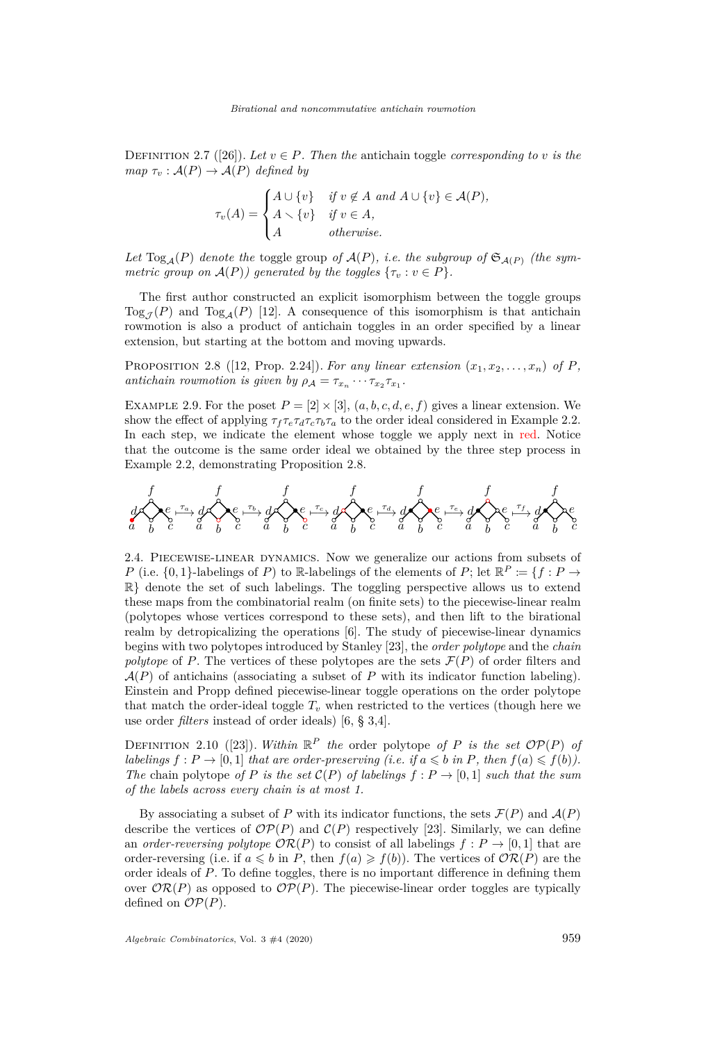Definition 2.7 ([26]). *Let $v \in P$. Then the* antichain toggle *corresponding to $v$ is the map $\tau_v : \mathcal{A}(P) \to \mathcal{A}(P)$ defined by*

$$\tau_v(A) = \begin{cases} A \cup \{v\} & \text{if } v \notin A \text{ and } A \cup \{v\} \in \mathcal{A}(P), \\ A \setminus \{v\} & \text{if } v \in A, \\ A & \text{otherwise.} \end{cases}$$

*Let $\operatorname{Tog}_{\mathcal{A}}(P)$ denote the* toggle group *of $\mathcal{A}(P)$, i.e. the subgroup of $\mathfrak{S}_{\mathcal{A}(P)}$ (the symmetric group on $\mathcal{A}(P)$) generated by the toggles $\{\tau_v : v \in P\}$.*

The first author constructed an explicit isomorphism between the toggle groups $\operatorname{Tog}_{\mathcal{J}}(P)$ and $\operatorname{Tog}_{\mathcal{A}}(P)$ [12]. A consequence of this isomorphism is that antichain rowmotion is also a product of antichain toggles in an order specified by a linear extension, but starting at the bottom and moving upwards.

Proposition 2.8 ([12, Prop. 2.24]). *For any linear extension $(x_1, x_2, \ldots, x_n)$ of $P$, antichain rowmotion is given by $\rho_{\mathcal{A}} = \tau_{x_n} \cdots \tau_{x_2} \tau_{x_1}$.*

Example 2.9. For the poset $P = [2] \times [3]$, $(a, b, c, d, e, f)$ gives a linear extension. We show the effect of applying $\tau_f \tau_e \tau_d \tau_c \tau_b \tau_a$ to the order ideal considered in Example 2.2. In each step, we indicate the element whose toggle we apply next in red. Notice that the outcome is the same order ideal we obtained by the three step process in Example 2.2, demonstrating Proposition 2.8.

2.4. Piecewise-linear dynamics. Now we generalize our actions from subsets of $P$ (i.e. $\{0,1\}$-labelings of $P$) to $\mathbb{R}$-labelings of the elements of $P$; let $\mathbb{R}^P := \{f : P \to \mathbb{R}\}$ denote the set of such labelings. The toggling perspective allows us to extend these maps from the combinatorial realm (on finite sets) to the piecewise-linear realm (polytopes whose vertices correspond to these sets), and then lift to the birational realm by detropicalizing the operations [6]. The study of piecewise-linear dynamics begins with two polytopes introduced by Stanley [23], the *order polytope* and the *chain polytope* of $P$. The vertices of these polytopes are the sets $\mathcal{F}(P)$ of order filters and $\mathcal{A}(P)$ of antichains (associating a subset of $P$ with its indicator function labeling). Einstein and Propp defined piecewise-linear toggle operations on the order polytope that match the order-ideal toggle $T_v$ when restricted to the vertices (though here we use order *filters* instead of order ideals) [6, § 3,4].

Definition 2.10 ([23]). *Within $\mathbb{R}^P$ the* order polytope *of $P$ is the set $\mathcal{OP}(P)$ of labelings $f : P \to [0,1]$ that are order-preserving (i.e. if $a \leqslant b$ in $P$, then $f(a) \leqslant f(b)$). The* chain polytope *of $P$ is the set $\mathcal{C}(P)$ of labelings $f : P \to [0,1]$ such that the sum of the labels across every chain is at most 1.*

By associating a subset of $P$ with its indicator functions, the sets $\mathcal{F}(P)$ and $\mathcal{A}(P)$ describe the vertices of $\mathcal{OP}(P)$ and $\mathcal{C}(P)$ respectively [23]. Similarly, we can define an *order-reversing polytope* $\mathcal{OR}(P)$ to consist of all labelings $f : P \to [0,1]$ that are order-reversing (i.e. if $a \leqslant b$ in $P$, then $f(a) \geqslant f(b)$). The vertices of $\mathcal{OR}(P)$ are the order ideals of $P$. To define toggles, there is no important difference in defining them over $\mathcal{OR}(P)$ as opposed to $\mathcal{OP}(P)$. The piecewise-linear order toggles are typically defined on $\mathcal{OP}(P)$.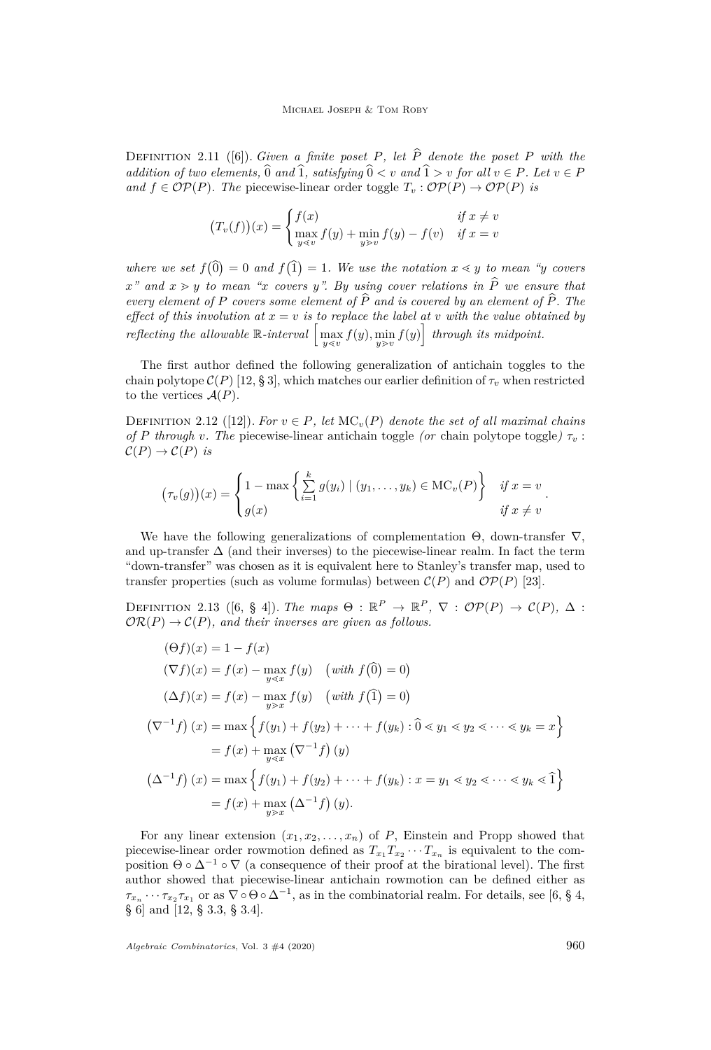Definition 2.11 ([6]). *Given a finite poset $P$, let $\widehat{P}$ denote the poset $P$ with the addition of two elements, $\widehat{0}$ and $\widehat{1}$, satisfying $\widehat{0} < v$ and $\widehat{1} > v$ for all $v \in P$. Let $v \in P$ and $f \in \mathcal{OP}(P)$. The* piecewise-linear order toggle *$T_v : \mathcal{OP}(P) \to \mathcal{OP}(P)$ is*

$$\big(T_v(f)\big)(x) = \begin{cases} f(x) & \text{if } x \neq v \\ \max\limits_{y \lessdot v} f(y) + \min\limits_{y \gtrdot v} f(y) - f(v) & \text{if } x = v \end{cases}$$

*where we set $f(\widehat{0}) = 0$ and $f(\widehat{1}) = 1$. We use the notation $x \lessdot y$ to mean "$y$ covers $x$" and $x \gtrdot y$ to mean "$x$ covers $y$". By using cover relations in $\widehat{P}$ we ensure that every element of $P$ covers some element of $\widehat{P}$ and is covered by an element of $\widehat{P}$. The effect of this involution at $x = v$ is to replace the label at $v$ with the value obtained by reflecting the allowable $\mathbb{R}$-interval $\Big[\max\limits_{y \lessdot v} f(y), \min\limits_{y \gtrdot v} f(y)\Big]$ through its midpoint.*

The first author defined the following generalization of antichain toggles to the chain polytope $\mathcal{C}(P)$ [12, § 3], which matches our earlier definition of $\tau_v$ when restricted to the vertices $\mathcal{A}(P)$.

Definition 2.12 ([12]). *For $v \in P$, let $\mathrm{MC}_v(P)$ denote the set of all maximal chains of $P$ through $v$. The* piecewise-linear antichain toggle *(or* chain polytope toggle*) $\tau_v : \mathcal{C}(P) \to \mathcal{C}(P)$ is*

$$\big(\tau_v(g)\big)(x) = \begin{cases} 1 - \max\left\{ \sum\limits_{i=1}^{k} g(y_i) \mid (y_1, \dots, y_k) \in \mathrm{MC}_v(P) \right\} & \text{if } x = v \\ g(x) & \text{if } x \neq v \end{cases}.$$

We have the following generalizations of complementation $\Theta$, down-transfer $\nabla$, and up-transfer $\Delta$ (and their inverses) to the piecewise-linear realm. In fact the term "down-transfer" was chosen as it is equivalent here to Stanley's transfer map, used to transfer properties (such as volume formulas) between $\mathcal{C}(P)$ and $\mathcal{OP}(P)$ [23].

Definition 2.13 ([6, § 4]). *The maps $\Theta : \mathbb{R}^P \to \mathbb{R}^P$, $\nabla : \mathcal{OP}(P) \to \mathcal{C}(P)$, $\Delta : \mathcal{OR}(P) \to \mathcal{C}(P)$, and their inverses are given as follows.*

$$\begin{aligned}
(\Theta f)(x) &= 1 - f(x) \\
(\nabla f)(x) &= f(x) - \max_{y \lessdot x} f(y) \quad \big(\text{with } f(\widehat{0}) = 0\big) \\
(\Delta f)(x) &= f(x) - \max_{y \gtrdot x} f(y) \quad \big(\text{with } f(\widehat{1}) = 0\big) \\
\left(\nabla^{-1} f\right)(x) &= \max\Big\{ f(y_1) + f(y_2) + \cdots + f(y_k) : \widehat{0} \lessdot y_1 \lessdot y_2 \lessdot \cdots \lessdot y_k = x \Big\} \\
&= f(x) + \max_{y \lessdot x} \left(\nabla^{-1} f\right)(y) \\
\left(\Delta^{-1} f\right)(x) &= \max\Big\{ f(y_1) + f(y_2) + \cdots + f(y_k) : x = y_1 \lessdot y_2 \lessdot \cdots \lessdot y_k \lessdot \widehat{1} \Big\} \\
&= f(x) + \max_{y \gtrdot x} \left(\Delta^{-1} f\right)(y).
\end{aligned}$$

For any linear extension $(x_1, x_2, \dots, x_n)$ of $P$, Einstein and Propp showed that piecewise-linear order rowmotion defined as $T_{x_1} T_{x_2} \cdots T_{x_n}$ is equivalent to the composition $\Theta \circ \Delta^{-1} \circ \nabla$ (a consequence of their proof at the birational level). The first author showed that piecewise-linear antichain rowmotion can be defined either as $\tau_{x_n} \cdots \tau_{x_2} \tau_{x_1}$ or as $\nabla \circ \Theta \circ \Delta^{-1}$, as in the combinatorial realm. For details, see [6, § 4, § 6] and [12, § 3.3, § 3.4].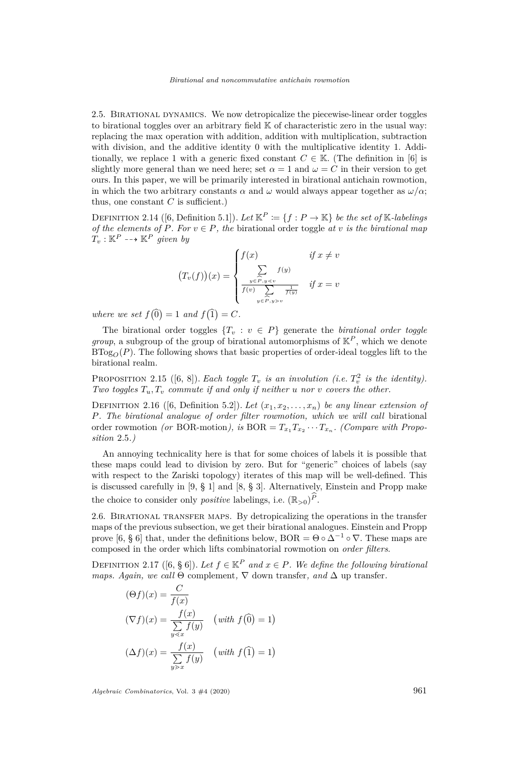2.5. Birational dynamics. We now detropicalize the piecewise-linear order toggles to birational toggles over an arbitrary field $\mathbb{K}$ of characteristic zero in the usual way: replacing the max operation with addition, addition with multiplication, subtraction with division, and the additive identity 0 with the multiplicative identity 1. Additionally, we replace 1 with a generic fixed constant $C \in \mathbb{K}$. (The definition in [6] is slightly more general than we need here; set $\alpha = 1$ and $\omega = C$ in their version to get ours. In this paper, we will be primarily interested in birational antichain rowmotion, in which the two arbitrary constants $\alpha$ and $\omega$ would always appear together as $\omega/\alpha$; thus, one constant $C$ is sufficient.)

Definition 2.14 ([6, Definition 5.1]). *Let $\mathbb{K}^P \coloneqq \{f : P \to \mathbb{K}\}$ be the set of $\mathbb{K}$-labelings of the elements of $P$. For $v \in P$, the* birational order toggle *at $v$ is the birational map $T_v : \mathbb{K}^P \dashrightarrow \mathbb{K}^P$ given by*

$$\big(T_v(f)\big)(x) = \begin{cases} f(x) & \text{if } x \neq v \\ \dfrac{\sum\limits_{y \in \widehat{P}, y \lessdot v} f(y)}{f(v) \sum\limits_{y \in \widehat{P}, y \gtrdot v} \frac{1}{f(y)}} & \text{if } x = v \end{cases}$$

*where we set $f\big(\widehat{0}\big) = 1$ and $f\big(\widehat{1}\big) = C$.*

The birational order toggles $\{T_v : v \in P\}$ generate the *birational order toggle group*, a subgroup of the group of birational automorphisms of $\mathbb{K}^P$, which we denote $\mathrm{BTog}_O(P)$. The following shows that basic properties of order-ideal toggles lift to the birational realm.

Proposition 2.15 ([6, 8]). *Each toggle $T_v$ is an involution (i.e. $T_v^2$ is the identity). Two toggles $T_u, T_v$ commute if and only if neither $u$ nor $v$ covers the other.*

Definition 2.16 ([6, Definition 5.2]). *Let $(x_1, x_2, \ldots, x_n)$ be any linear extension of $P$. The birational analogue of order filter rowmotion, which we will call* birational order rowmotion *(or* BOR-motion*), is $\mathrm{BOR} = T_{x_1} T_{x_2} \cdots T_{x_n}$. (Compare with Proposition 2.5.)*

An annoying technicality here is that for some choices of labels it is possible that these maps could lead to division by zero. But for "generic" choices of labels (say with respect to the Zariski topology) iterates of this map will be well-defined. This is discussed carefully in [9, § 1] and [8, § 3]. Alternatively, Einstein and Propp make the choice to consider only *positive* labelings, i.e. $(\mathbb{R}_{>0})^{\widehat{P}}$.

2.6. Birational transfer maps. By detropicalizing the operations in the transfer maps of the previous subsection, we get their birational analogues. Einstein and Propp prove [6, § 6] that, under the definitions below, $\mathrm{BOR} = \Theta \circ \Delta^{-1} \circ \nabla$. These maps are composed in the order which lifts combinatorial rowmotion on *order filters*.

Definition 2.17 ([6, § 6]). *Let $f \in \mathbb{K}^P$ and $x \in P$. We define the following birational maps. Again, we call $\Theta$* complement*, $\nabla$* down transfer*, and $\Delta$* up transfer*.*

$$(\Theta f)(x) = \frac{C}{f(x)}$$

$$(\nabla f)(x) = \frac{f(x)}{\sum\limits_{y \lessdot x} f(y)} \quad \big(\textit{with } f\big(\widehat{0}\big) = 1\big)$$

$$(\Delta f)(x) = \frac{f(x)}{\sum\limits_{y \gtrdot x} f(y)} \quad \big(\textit{with } f\big(\widehat{1}\big) = 1\big)$$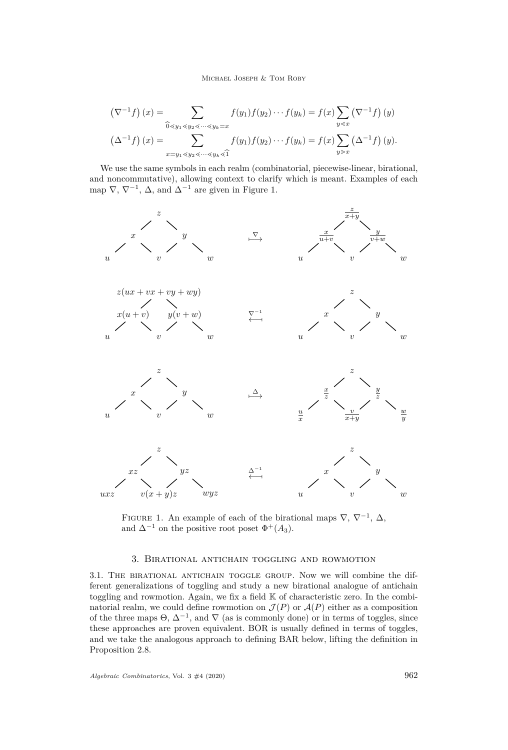$$\left(\nabla^{-1} f\right)(x)=\sum_{\widehat{0} \lessdot y_1 \lessdot y_2 \lessdot \cdots \lessdot y_k = x} f(y_1) f(y_2) \cdots f(y_k) = f(x) \sum_{y \lessdot x} \left(\nabla^{-1} f\right)(y)$$

$$\left(\Delta^{-1} f\right)(x)=\sum_{x = y_1 \lessdot y_2 \lessdot \cdots \lessdot y_k \lessdot \widehat{1}} f(y_1) f(y_2) \cdots f(y_k) = f(x) \sum_{y \gtrdot x} \left(\Delta^{-1} f\right)(y).$$

We use the same symbols in each realm (combinatorial, piecewise-linear, birational, and noncommutative), allowing context to clarify which is meant. Examples of each map $\nabla$, $\nabla^{-1}$, $\Delta$, and $\Delta^{-1}$ are given in Figure 1.

Figure 1 (four pairs of labelings of $\Phi^+(A_3)$; in each, the bottom row is $u, v, w$, the middle row is $x, y$, and the top element is $z$):

- $\nabla$: the labeling with $z$; $x$, $y$; $u$, $v$, $w$ is mapped to the labeling with top $\frac{z}{x+y}$; middle $\frac{x}{u+v}$, $\frac{y}{v+w}$; bottom $u$, $v$, $w$.
- $\nabla^{-1}$: the labeling with $z$; $x$, $y$; $u$, $v$, $w$ is mapped to the labeling with top $z(ux+vx+vy+wy)$; middle $x(u+v)$, $y(v+w)$; bottom $u$, $v$, $w$.
- $\Delta$: the labeling with $z$; $x$, $y$; $u$, $v$, $w$ is mapped to the labeling with top $z$; middle $\frac{x}{z}$, $\frac{y}{z}$; bottom $\frac{u}{x}$, $\frac{v}{x+y}$, $\frac{w}{y}$.
- $\Delta^{-1}$: the labeling with $z$; $x$, $y$; $u$, $v$, $w$ is mapped to the labeling with top $z$; middle $xz$, $yz$; bottom $uxz$, $v(x+y)z$, $wyz$.

Figure 1. An example of each of the birational maps $\nabla$, $\nabla^{-1}$, $\Delta$, and $\Delta^{-1}$ on the positive root poset $\Phi^+(A_3)$.

## 3. Birational antichain toggling and rowmotion

3.1. The birational antichain toggle group. Now we will combine the different generalizations of toggling and study a new birational analogue of antichain toggling and rowmotion. Again, we fix a field $\mathbb{K}$ of characteristic zero. In the combinatorial realm, we could define rowmotion on $\mathcal{J}(P)$ or $\mathcal{A}(P)$ either as a composition of the three maps $\Theta$, $\Delta^{-1}$, and $\nabla$ (as is commonly done) or in terms of toggles, since these approaches are proven equivalent. BOR is usually defined in terms of toggles, and we take the analogous approach to defining BAR below, lifting the definition in Proposition 2.8.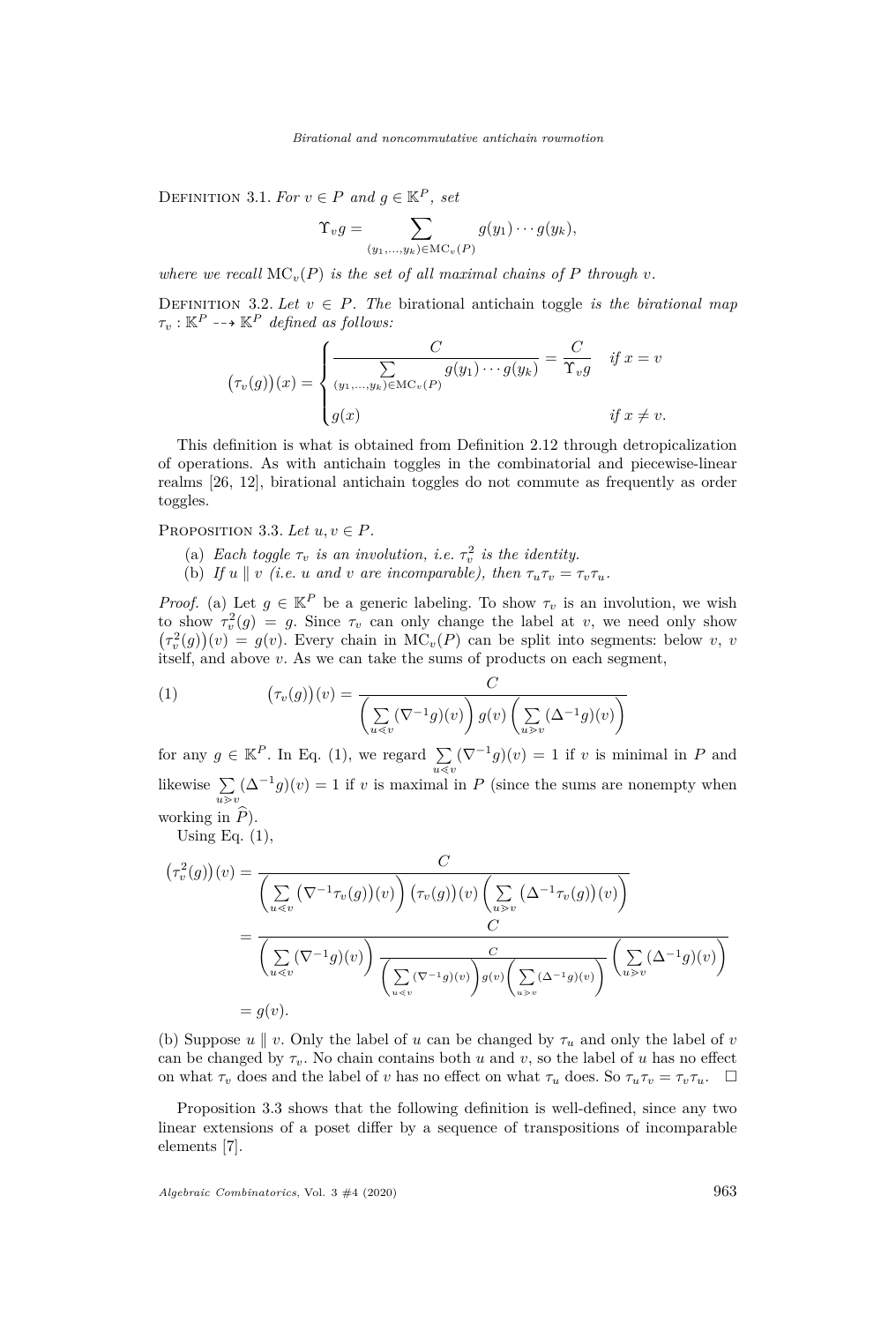Definition 3.1. *For $v \in P$ and $g \in \mathbb{K}^P$, set*

$$\Upsilon_v g = \sum_{(y_1,\ldots,y_k)\in \mathrm{MC}_v(P)} g(y_1)\cdots g(y_k),$$

*where we recall $\mathrm{MC}_v(P)$ is the set of all maximal chains of $P$ through $v$.*

Definition 3.2. *Let $v \in P$. The* birational antichain toggle *is the birational map $\tau_v : \mathbb{K}^P \dashrightarrow \mathbb{K}^P$ defined as follows:*

$$\big(\tau_v(g)\big)(x) = \begin{cases} \dfrac{C}{\sum\limits_{(y_1,\ldots,y_k)\in \mathrm{MC}_v(P)} g(y_1)\cdots g(y_k)} = \dfrac{C}{\Upsilon_v g} & \text{if } x = v \\ g(x) & \text{if } x \neq v. \end{cases}$$

This definition is what is obtained from Definition 2.12 through detropicalization of operations. As with antichain toggles in the combinatorial and piecewise-linear realms [26, 12], birational antichain toggles do not commute as frequently as order toggles.

Proposition 3.3. *Let $u, v \in P$.*

(a) *Each toggle $\tau_v$ is an involution, i.e. $\tau_v^2$ is the identity.*

(b) *If $u \parallel v$ (i.e. $u$ and $v$ are incomparable), then $\tau_u\tau_v = \tau_v\tau_u$.*

*Proof.* (a) Let $g \in \mathbb{K}^P$ be a generic labeling. To show $\tau_v$ is an involution, we wish to show $\tau_v^2(g) = g$. Since $\tau_v$ can only change the label at $v$, we need only show $\big(\tau_v^2(g)\big)(v) = g(v)$. Every chain in $\mathrm{MC}_v(P)$ can be split into segments: below $v$, $v$ itself, and above $v$. As we can take the sums of products on each segment,

$$\big(\tau_v(g)\big)(v) = \frac{C}{\left(\sum\limits_{u\lessdot v}(\nabla^{-1}g)(v)\right) g(v) \left(\sum\limits_{u\gtrdot v}(\Delta^{-1}g)(v)\right)} \tag{1}$$

for any $g \in \mathbb{K}^P$. In Eq. (1), we regard $\sum\limits_{u\lessdot v}(\nabla^{-1}g)(v) = 1$ if $v$ is minimal in $P$ and likewise $\sum\limits_{u\gtrdot v}(\Delta^{-1}g)(v) = 1$ if $v$ is maximal in $P$ (since the sums are nonempty when working in $\widehat{P}$).

Using Eq. (1),

$$\begin{aligned}
\big(\tau_v^2(g)\big)(v) &= \frac{C}{\left(\sum\limits_{u\lessdot v}\big(\nabla^{-1}\tau_v(g)\big)(v)\right)\big(\tau_v(g)\big)(v)\left(\sum\limits_{u\gtrdot v}\big(\Delta^{-1}\tau_v(g)\big)(v)\right)} \\
&= \frac{C}{\left(\sum\limits_{u\lessdot v}(\nabla^{-1}g)(v)\right)\dfrac{C}{\left(\sum\limits_{u\lessdot v}(\nabla^{-1}g)(v)\right)g(v)\left(\sum\limits_{u\gtrdot v}(\Delta^{-1}g)(v)\right)}\left(\sum\limits_{u\gtrdot v}(\Delta^{-1}g)(v)\right)} \\
&= g(v).
\end{aligned}$$

(b) Suppose $u \parallel v$. Only the label of $u$ can be changed by $\tau_u$ and only the label of $v$ can be changed by $\tau_v$. No chain contains both $u$ and $v$, so the label of $u$ has no effect on what $\tau_v$ does and the label of $v$ has no effect on what $\tau_u$ does. So $\tau_u\tau_v = \tau_v\tau_u$. $\square$

Proposition 3.3 shows that the following definition is well-defined, since any two linear extensions of a poset differ by a sequence of transpositions of incomparable elements [7].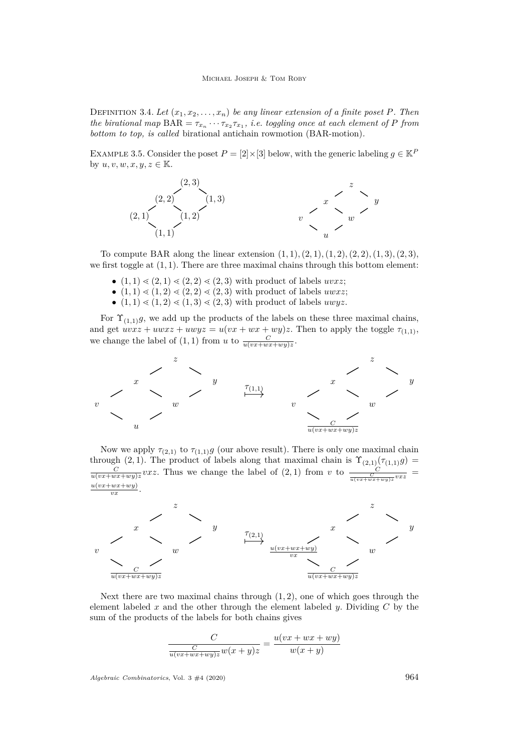Definition 3.4. *Let $(x_1, x_2, \ldots, x_n)$ be any linear extension of a finite poset $P$. Then the birational map* $\mathrm{BAR} = \tau_{x_n} \cdots \tau_{x_2} \tau_{x_1}$*, i.e. toggling once at each element of $P$ from bottom to top, is called* birational antichain rowmotion (BAR-motion).

Example 3.5. Consider the poset $P = [2]\times[3]$ below, with the generic labeling $g \in \mathbb{K}^P$ by $u, v, w, x, y, z \in \mathbb{K}$.

$$\begin{array}{ccccc} & & (2,3) & & \\ & (2,2) & & (1,3) & \\ (2,1) & & (1,2) & & \\ & (1,1) & & & \end{array} \qquad \begin{array}{ccccc} & & z & & \\ & x & & y & \\ v & & w & & \\ & u & & & \end{array}$$

To compute BAR along the linear extension $(1,1), (2,1), (1,2), (2,2), (1,3), (2,3)$, we first toggle at $(1,1)$. There are three maximal chains through this bottom element:

- $(1,1) \lessdot (2,1) \lessdot (2,2) \lessdot (2,3)$ with product of labels $uvxz$;
- $(1,1) \lessdot (1,2) \lessdot (2,2) \lessdot (2,3)$ with product of labels $uwxz$;
- $(1,1) \lessdot (1,2) \lessdot (1,3) \lessdot (2,3)$ with product of labels $uwyz$.

For $\Upsilon_{(1,1)} g$, we add up the products of the labels on these three maximal chains, and get $uvxz + uwxz + uwyz = u(vx+wx+wy)z$. Then to apply the toggle $\tau_{(1,1)}$, we change the label of $(1,1)$ from $u$ to $\frac{C}{u(vx+wx+wy)z}$.

$$\begin{array}{ccccc} & & z & & \\ & x & & y & \\ v & & w & & \\ & u & & & \end{array} \quad \overset{\tau_{(1,1)}}{\longmapsto} \quad \begin{array}{ccccc} & & z & & \\ & x & & y & \\ v & & w & & \\ & \frac{C}{u(vx+wx+wy)z} & & & \end{array}$$

Now we apply $\tau_{(2,1)}$ to $\tau_{(1,1)} g$ (our above result). There is only one maximal chain through $(2,1)$. The product of labels along that maximal chain is $\Upsilon_{(2,1)}(\tau_{(1,1)} g) = \frac{C}{u(vx+wx+wy)z} vxz$. Thus we change the label of $(2,1)$ from $v$ to $\frac{C}{\frac{C}{u(vx+wx+wy)z} vxz} = \frac{u(vx+wx+wy)}{vx}$.

$$\begin{array}{ccccc} & & z & & \\ & x & & y & \\ v & & w & & \\ & \frac{C}{u(vx+wx+wy)z} & & & \end{array} \quad \overset{\tau_{(2,1)}}{\longmapsto} \quad \begin{array}{ccccc} & & z & & \\ & x & & y & \\ \frac{u(vx+wx+wy)}{vx} & & w & & \\ & \frac{C}{u(vx+wx+wy)z} & & & \end{array}$$

Next there are two maximal chains through $(1,2)$, one of which goes through the element labeled $x$ and the other through the element labeled $y$. Dividing $C$ by the sum of the products of the labels for both chains gives

$$\frac{C}{\frac{C}{u(vx+wx+wy)z} w(x+y)z} = \frac{u(vx+wx+wy)}{w(x+y)}$$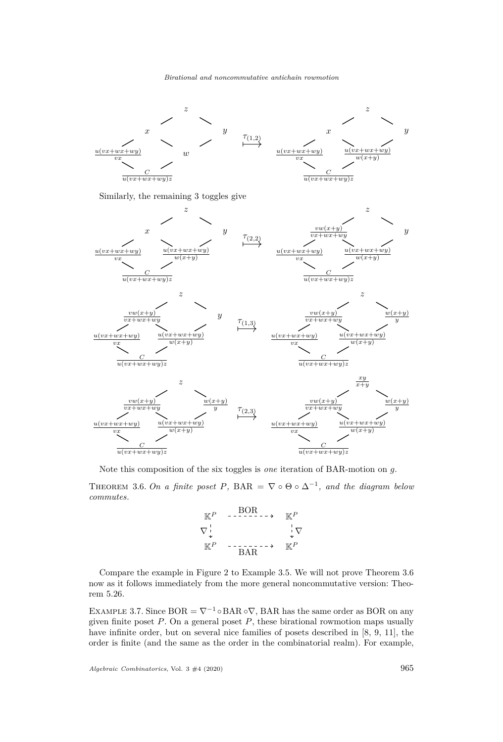$$
\begin{array}{ccc}
\begin{array}{c} z \\ x \qquad\qquad y \\ \frac{u(vx+wx+wy)}{vx} \qquad w \\ \frac{C}{u(vx+wx+wy)z} \end{array}
& \overset{\tau_{(1,2)}}{\longmapsto} &
\begin{array}{c} z \\ x \qquad\qquad y \\ \frac{u(vx+wx+wy)}{vx} \qquad \frac{u(vx+wx+wy)}{w(x+y)} \\ \frac{C}{u(vx+wx+wy)z} \end{array}
\end{array}
$$

Similarly, the remaining 3 toggles give

$$
\begin{array}{ccc}
\begin{array}{c} z \\ x \qquad\qquad y \\ \frac{u(vx+wx+wy)}{vx} \qquad \frac{u(vx+wx+wy)}{w(x+y)} \\ \frac{C}{u(vx+wx+wy)z} \end{array}
& \overset{\tau_{(2,2)}}{\longmapsto} &
\begin{array}{c} z \\ \frac{vw(x+y)}{vx+wx+wy} \qquad\qquad y \\ \frac{u(vx+wx+wy)}{vx} \qquad \frac{u(vx+wx+wy)}{w(x+y)} \\ \frac{C}{u(vx+wx+wy)z} \end{array}
\end{array}
$$

$$
\begin{array}{ccc}
\begin{array}{c} z \\ \frac{vw(x+y)}{vx+wx+wy} \qquad\qquad y \\ \frac{u(vx+wx+wy)}{vx} \qquad \frac{u(vx+wx+wy)}{w(x+y)} \\ \frac{C}{u(vx+wx+wy)z} \end{array}
& \overset{\tau_{(1,3)}}{\longmapsto} &
\begin{array}{c} z \\ \frac{vw(x+y)}{vx+wx+wy} \qquad\qquad \frac{w(x+y)}{y} \\ \frac{u(vx+wx+wy)}{vx} \qquad \frac{u(vx+wx+wy)}{w(x+y)} \\ \frac{C}{u(vx+wx+wy)z} \end{array}
\end{array}
$$

$$
\begin{array}{ccc}
\begin{array}{c} z \\ \frac{vw(x+y)}{vx+wx+wy} \qquad\qquad \frac{w(x+y)}{y} \\ \frac{u(vx+wx+wy)}{vx} \qquad \frac{u(vx+wx+wy)}{w(x+y)} \\ \frac{C}{u(vx+wx+wy)z} \end{array}
& \overset{\tau_{(2,3)}}{\longmapsto} &
\begin{array}{c} \frac{xy}{x+y} \\ \frac{vw(x+y)}{vx+wx+wy} \qquad\qquad \frac{w(x+y)}{y} \\ \frac{u(vx+wx+wy)}{vx} \qquad \frac{u(vx+wx+wy)}{w(x+y)} \\ \frac{C}{u(vx+wx+wy)z} \end{array}
\end{array}
$$

Note this composition of the six toggles is *one* iteration of BAR-motion on $g$.

THEOREM 3.6. *On a finite poset $P$, $\mathrm{BAR} = \nabla \circ \Theta \circ \Delta^{-1}$, and the diagram below commutes.*

$$
\begin{array}{ccc}
\mathbb{K}^P & \xrightarrow{\ \mathrm{BOR}\ } & \mathbb{K}^P \\
\nabla \downarrow & & \downarrow \nabla \\
\mathbb{K}^P & \xrightarrow[\ \mathrm{BAR}\ ]{} & \mathbb{K}^P
\end{array}
$$

Compare the example in Figure 2 to Example 3.5. We will not prove Theorem 3.6 now as it follows immediately from the more general noncommutative version: Theorem 5.26.

EXAMPLE 3.7. Since $\mathrm{BOR} = \nabla^{-1} \circ \mathrm{BAR} \circ \nabla$, BAR has the same order as BOR on any given finite poset $P$. On a general poset $P$, these birational rowmotion maps usually have infinite order, but on several nice families of posets described in [8, 9, 11], the order is finite (and the same as the order in the combinatorial realm). For example,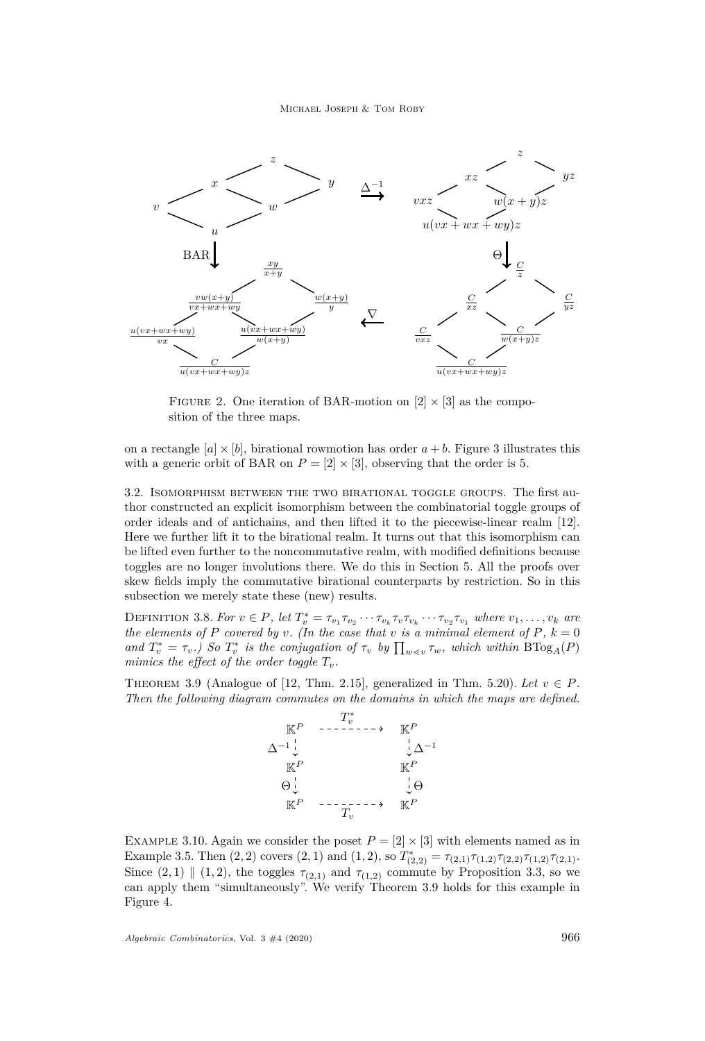FIGURE 2. One iteration of BAR-motion on $[2] \times [3]$ as the composition of the three maps.

on a rectangle $[a] \times [b]$, birational rowmotion has order $a+b$. Figure 3 illustrates this with a generic orbit of BAR on $P = [2] \times [3]$, observing that the order is 5.

3.2. Isomorphism between the two birational toggle groups. The first author constructed an explicit isomorphism between the combinatorial toggle groups of order ideals and of antichains, and then lifted it to the piecewise-linear realm [12]. Here we further lift it to the birational realm. It turns out that this isomorphism can be lifted even further to the noncommutative realm, with modified definitions because toggles are no longer involutions there. We do this in Section 5. All the proofs over skew fields imply the commutative birational counterparts by restriction. So in this subsection we merely state these (new) results.

Definition 3.8. *For $v \in P$, let $T_v^* = \tau_{v_1}\tau_{v_2}\cdots\tau_{v_k}\tau_v\tau_{v_k}\cdots\tau_{v_2}\tau_{v_1}$ where $v_1,\ldots,v_k$ are the elements of $P$ covered by $v$. (In the case that $v$ is a minimal element of $P$, $k=0$ and $T_v^* = \tau_v$.) So $T_v^*$ is the conjugation of $\tau_v$ by $\prod_{w \lessdot v}\tau_w$, which within $\mathrm{BTog}_A(P)$ mimics the effect of the order toggle $T_v$.*

Theorem 3.9 (Analogue of [12, Thm. 2.15], generalized in Thm. 5.20). *Let $v \in P$. Then the following diagram commutes on the domains in which the maps are defined.*

$$\begin{array}{ccc}
\mathbb{K}^P & \overset{T_v^*}{\dashrightarrow} & \mathbb{K}^P \\
\Delta^{-1}\downarrow & & \downarrow\Delta^{-1} \\
\mathbb{K}^P & & \mathbb{K}^P \\
\Theta\downarrow & & \downarrow\Theta \\
\mathbb{K}^P & \underset{T_v}{\dashrightarrow} & \mathbb{K}^P
\end{array}$$

Example 3.10. Again we consider the poset $P = [2] \times [3]$ with elements named as in Example 3.5. Then $(2,2)$ covers $(2,1)$ and $(1,2)$, so $T_{(2,2)}^* = \tau_{(2,1)}\tau_{(1,2)}\tau_{(2,2)}\tau_{(1,2)}\tau_{(2,1)}$. Since $(2,1) \parallel (1,2)$, the toggles $\tau_{(2,1)}$ and $\tau_{(1,2)}$ commute by Proposition 3.3, so we can apply them "simultaneously". We verify Theorem 3.9 holds for this example in Figure 4.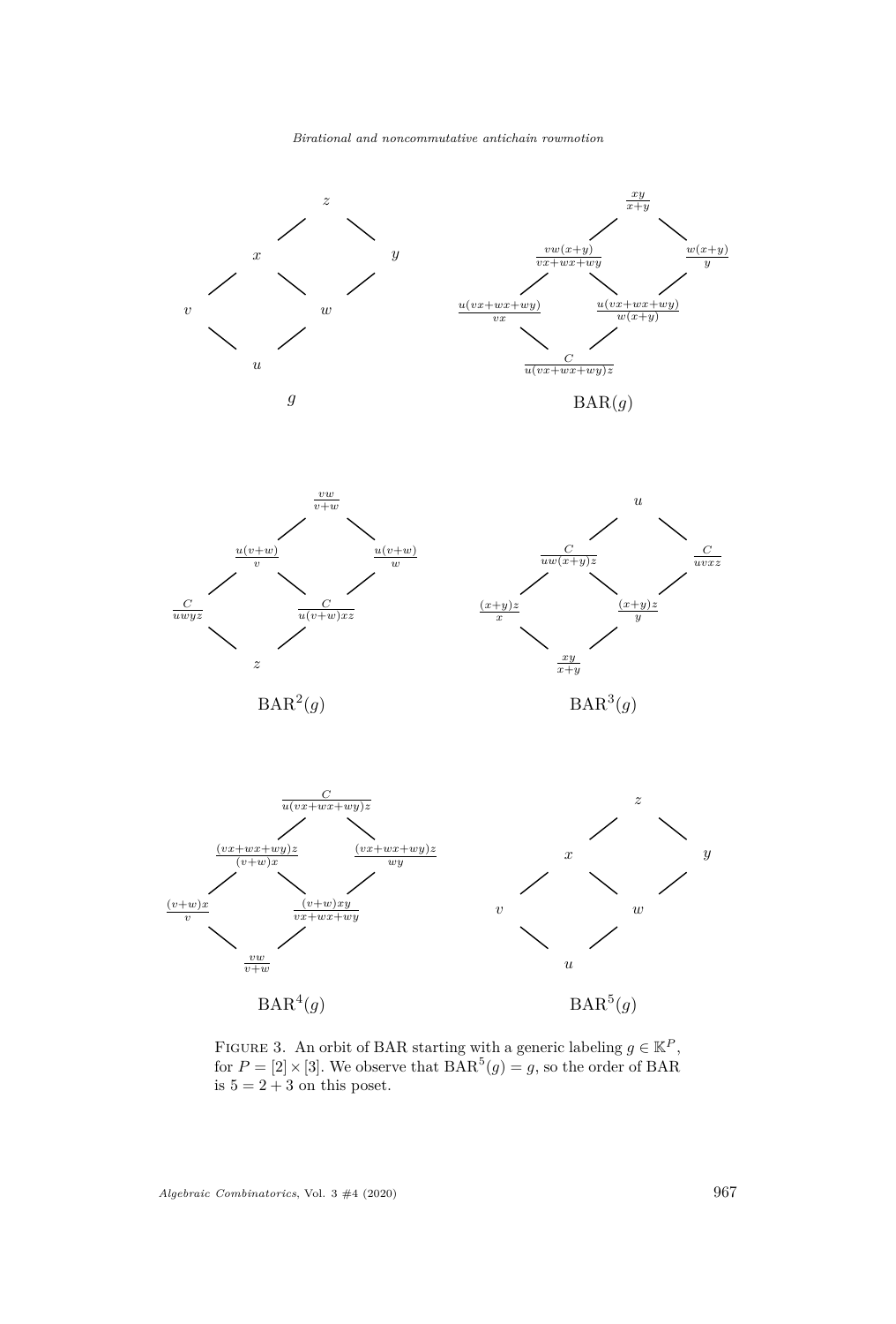FIGURE 3. An orbit of BAR starting with a generic labeling $g \in \mathbb{K}^P$, for $P = [2] \times [3]$. We observe that $\mathrm{BAR}^5(g) = g$, so the order of BAR is $5 = 2 + 3$ on this poset.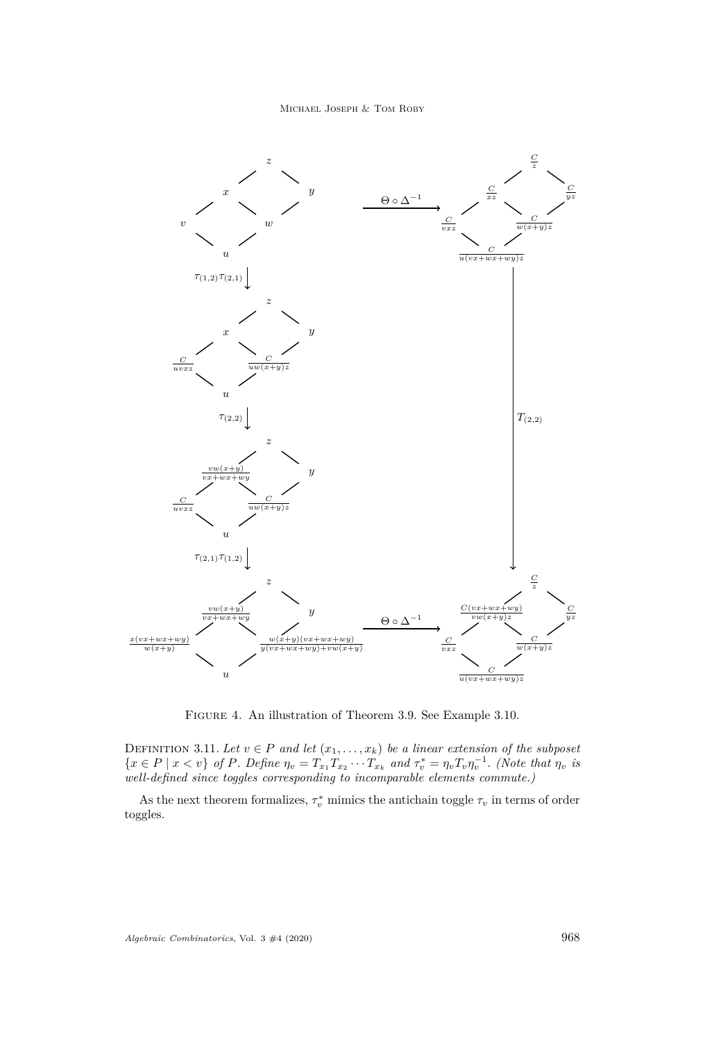Figure 4. An illustration of Theorem 3.9. See Example 3.10.

Definition 3.11. *Let $v \in P$ and let $(x_1, \ldots, x_k)$ be a linear extension of the subposet $\{x \in P \mid x < v\}$ of $P$. Define $\eta_v = T_{x_1} T_{x_2} \cdots T_{x_k}$ and $\tau_v^* = \eta_v T_v \eta_v^{-1}$. (Note that $\eta_v$ is well-defined since toggles corresponding to incomparable elements commute.)*

As the next theorem formalizes, $\tau_v^*$ mimics the antichain toggle $\tau_v$ in terms of order toggles.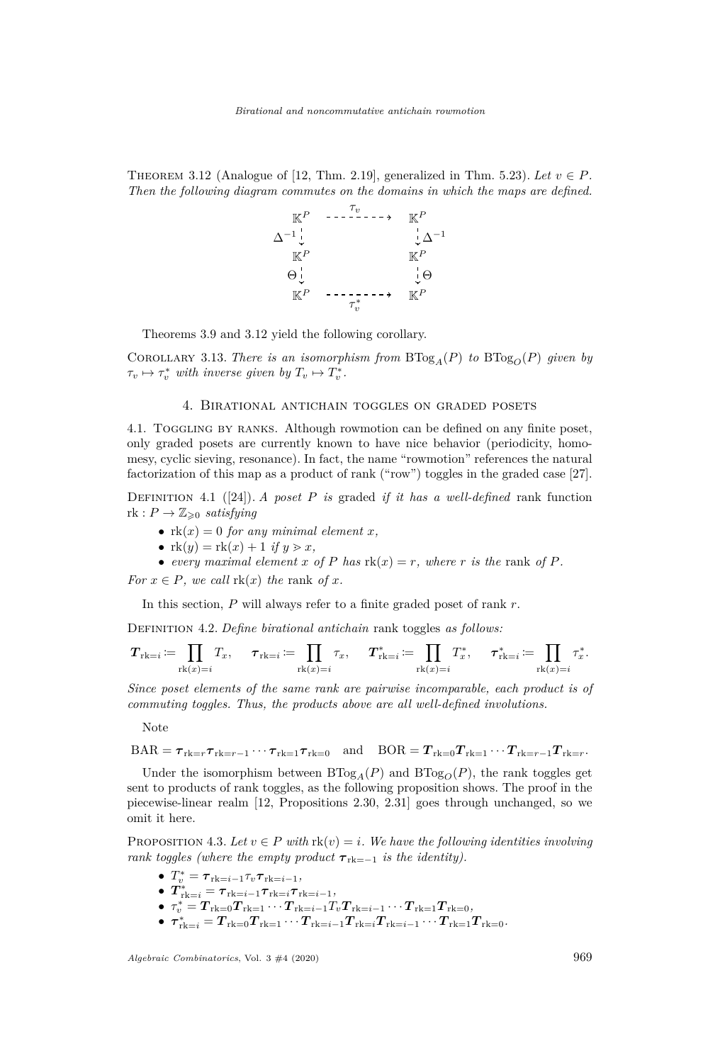Theorem 3.12 (Analogue of [12, Thm. 2.19], generalized in Thm. 5.23). *Let $v \in P$. Then the following diagram commutes on the domains in which the maps are defined.*

$$\begin{array}{ccc}
\mathbb{K}^P & \overset{\tau_v}{\dashrightarrow} & \mathbb{K}^P \\
\Delta^{-1} \downarrow & & \downarrow \Delta^{-1} \\
\mathbb{K}^P & & \mathbb{K}^P \\
\Theta \downarrow & & \downarrow \Theta \\
\mathbb{K}^P & \underset{\tau_v^*}{\dashrightarrow} & \mathbb{K}^P
\end{array}$$

Theorems 3.9 and 3.12 yield the following corollary.

Corollary 3.13. *There is an isomorphism from $\mathrm{BTog}_A(P)$ to $\mathrm{BTog}_O(P)$ given by $\tau_v \mapsto \tau_v^*$ with inverse given by $T_v \mapsto T_v^*$.*

## 4. Birational antichain toggles on graded posets

4.1. Toggling by ranks. Although rowmotion can be defined on any finite poset, only graded posets are currently known to have nice behavior (periodicity, homomesy, cyclic sieving, resonance). In fact, the name "rowmotion" references the natural factorization of this map as a product of rank ("row") toggles in the graded case [27].

Definition 4.1 ([24]). *A poset $P$ is* graded *if it has a well-defined* rank function $\mathrm{rk} : P \to \mathbb{Z}_{\geqslant 0}$ *satisfying*

- $\mathrm{rk}(x) = 0$ *for any minimal element $x$,*
- $\mathrm{rk}(y) = \mathrm{rk}(x) + 1$ *if $y \gtrdot x$,*
- *every maximal element $x$ of $P$ has $\mathrm{rk}(x) = r$, where $r$ is the* rank *of $P$.*

*For $x \in P$, we call $\mathrm{rk}(x)$ the* rank *of $x$.*

In this section, $P$ will always refer to a finite graded poset of rank $r$.

Definition 4.2. *Define birational antichain* rank toggles *as follows:*

$$\boldsymbol{T}_{\mathrm{rk}=i} := \prod_{\mathrm{rk}(x)=i} T_x, \quad \boldsymbol{\tau}_{\mathrm{rk}=i} := \prod_{\mathrm{rk}(x)=i} \tau_x, \quad \boldsymbol{T}^*_{\mathrm{rk}=i} := \prod_{\mathrm{rk}(x)=i} T^*_x, \quad \boldsymbol{\tau}^*_{\mathrm{rk}=i} := \prod_{\mathrm{rk}(x)=i} \tau^*_x.$$

*Since poset elements of the same rank are pairwise incomparable, each product is of commuting toggles. Thus, the products above are all well-defined involutions.*

Note

$$\mathrm{BAR} = \boldsymbol{\tau}_{\mathrm{rk}=r}\boldsymbol{\tau}_{\mathrm{rk}=r-1}\cdots\boldsymbol{\tau}_{\mathrm{rk}=1}\boldsymbol{\tau}_{\mathrm{rk}=0} \quad \text{and} \quad \mathrm{BOR} = \boldsymbol{T}_{\mathrm{rk}=0}\boldsymbol{T}_{\mathrm{rk}=1}\cdots\boldsymbol{T}_{\mathrm{rk}=r-1}\boldsymbol{T}_{\mathrm{rk}=r}.$$

Under the isomorphism between $\mathrm{BTog}_A(P)$ and $\mathrm{BTog}_O(P)$, the rank toggles get sent to products of rank toggles, as the following proposition shows. The proof in the piecewise-linear realm [12, Propositions 2.30, 2.31] goes through unchanged, so we omit it here.

Proposition 4.3. *Let $v \in P$ with $\mathrm{rk}(v) = i$. We have the following identities involving rank toggles (where the empty product $\boldsymbol{\tau}_{\mathrm{rk}=-1}$ is the identity).*

- $T_v^* = \boldsymbol{\tau}_{\mathrm{rk}=i-1}\tau_v\boldsymbol{\tau}_{\mathrm{rk}=i-1}$,
- $\boldsymbol{T}^*_{\mathrm{rk}=i} = \boldsymbol{\tau}_{\mathrm{rk}=i-1}\boldsymbol{\tau}_{\mathrm{rk}=i}\boldsymbol{\tau}_{\mathrm{rk}=i-1}$,
- $\tau_v^* = \boldsymbol{T}_{\mathrm{rk}=0}\boldsymbol{T}_{\mathrm{rk}=1}\cdots\boldsymbol{T}_{\mathrm{rk}=i-1}T_v\boldsymbol{T}_{\mathrm{rk}=i-1}\cdots\boldsymbol{T}_{\mathrm{rk}=1}\boldsymbol{T}_{\mathrm{rk}=0}$,
- $\boldsymbol{\tau}^*_{\mathrm{rk}=i} = \boldsymbol{T}_{\mathrm{rk}=0}\boldsymbol{T}_{\mathrm{rk}=1}\cdots\boldsymbol{T}_{\mathrm{rk}=i-1}\boldsymbol{T}_{\mathrm{rk}=i}\boldsymbol{T}_{\mathrm{rk}=i-1}\cdots\boldsymbol{T}_{\mathrm{rk}=1}\boldsymbol{T}_{\mathrm{rk}=0}$.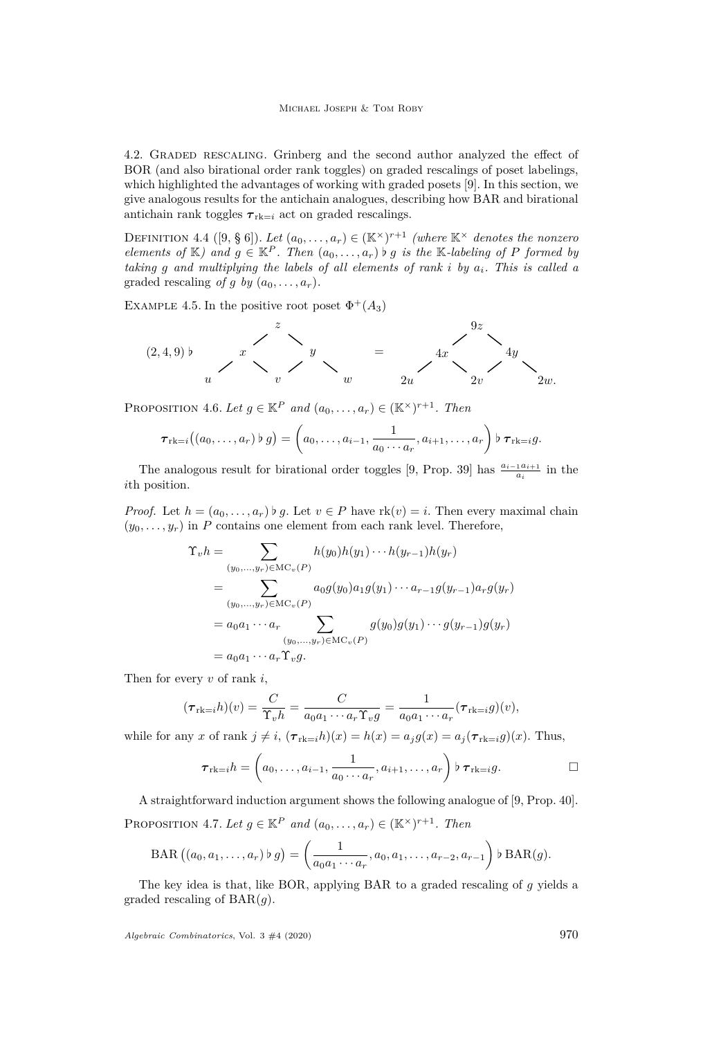4.2. Graded rescaling. Grinberg and the second author analyzed the effect of BOR (and also birational order rank toggles) on graded rescalings of poset labelings, which highlighted the advantages of working with graded posets [9]. In this section, we give analogous results for the antichain analogues, describing how BAR and birational antichain rank toggles $\boldsymbol{\tau}_{\mathrm{rk}=i}$ act on graded rescalings.

Definition 4.4 ([9, § 6]). *Let $(a_0,\ldots,a_r)\in(\mathbb{K}^\times)^{r+1}$ (where $\mathbb{K}^\times$ denotes the nonzero elements of $\mathbb{K}$) and $g\in\mathbb{K}^P$. Then $(a_0,\ldots,a_r)\flat g$ is the $\mathbb{K}$-labeling of $P$ formed by taking $g$ and multiplying the labels of all elements of rank $i$ by $a_i$. This is called a* graded rescaling *of $g$ by $(a_0,\ldots,a_r)$.*

Example 4.5. In the positive root poset $\Phi^+(A_3)$

$$
(2,4,9)\flat
\begin{array}{ccccc}
 & & z & & \\
 & x & & y & \\
u & & v & & w
\end{array}
\quad = \quad
\begin{array}{ccccc}
 & & 9z & & \\
 & 4x & & 4y & \\
2u & & 2v & & 2w.
\end{array}
$$

Proposition 4.6. *Let $g\in\mathbb{K}^P$ and $(a_0,\ldots,a_r)\in(\mathbb{K}^\times)^{r+1}$. Then*

$$\boldsymbol{\tau}_{\mathrm{rk}=i}\big((a_0,\ldots,a_r)\flat g\big)=\left(a_0,\ldots,a_{i-1},\frac{1}{a_0\cdots a_r},a_{i+1},\ldots,a_r\right)\flat\,\boldsymbol{\tau}_{\mathrm{rk}=i}g.$$

The analogous result for birational order toggles [9, Prop. 39] has $\frac{a_{i-1}a_{i+1}}{a_i}$ in the $i$th position.

*Proof.* Let $h=(a_0,\ldots,a_r)\flat g$. Let $v\in P$ have $\mathrm{rk}(v)=i$. Then every maximal chain $(y_0,\ldots,y_r)$ in $P$ contains one element from each rank level. Therefore,

$$
\begin{aligned}
\Upsilon_v h &= \sum_{(y_0,\ldots,y_r)\in\mathrm{MC}_v(P)} h(y_0)h(y_1)\cdots h(y_{r-1})h(y_r)\\
&= \sum_{(y_0,\ldots,y_r)\in\mathrm{MC}_v(P)} a_0g(y_0)a_1g(y_1)\cdots a_{r-1}g(y_{r-1})a_rg(y_r)\\
&= a_0a_1\cdots a_r\sum_{(y_0,\ldots,y_r)\in\mathrm{MC}_v(P)} g(y_0)g(y_1)\cdots g(y_{r-1})g(y_r)\\
&= a_0a_1\cdots a_r\Upsilon_v g.
\end{aligned}
$$

Then for every $v$ of rank $i$,

$$(\boldsymbol{\tau}_{\mathrm{rk}=i}h)(v)=\frac{C}{\Upsilon_v h}=\frac{C}{a_0a_1\cdots a_r\Upsilon_v g}=\frac{1}{a_0a_1\cdots a_r}(\boldsymbol{\tau}_{\mathrm{rk}=i}g)(v),$$

while for any $x$ of rank $j\neq i$, $(\boldsymbol{\tau}_{\mathrm{rk}=i}h)(x)=h(x)=a_jg(x)=a_j(\boldsymbol{\tau}_{\mathrm{rk}=i}g)(x)$. Thus,

$$\boldsymbol{\tau}_{\mathrm{rk}=i}h=\left(a_0,\ldots,a_{i-1},\frac{1}{a_0\cdots a_r},a_{i+1},\ldots,a_r\right)\flat\,\boldsymbol{\tau}_{\mathrm{rk}=i}g. \qquad\square$$

A straightforward induction argument shows the following analogue of [9, Prop. 40].

Proposition 4.7. *Let $g\in\mathbb{K}^P$ and $(a_0,\ldots,a_r)\in(\mathbb{K}^\times)^{r+1}$. Then*

$$\mathrm{BAR}\left((a_0,a_1,\ldots,a_r)\flat g\right)=\left(\frac{1}{a_0a_1\cdots a_r},a_0,a_1,\ldots,a_{r-2},a_{r-1}\right)\flat\,\mathrm{BAR}(g).$$

The key idea is that, like BOR, applying BAR to a graded rescaling of $g$ yields a graded rescaling of $\mathrm{BAR}(g)$.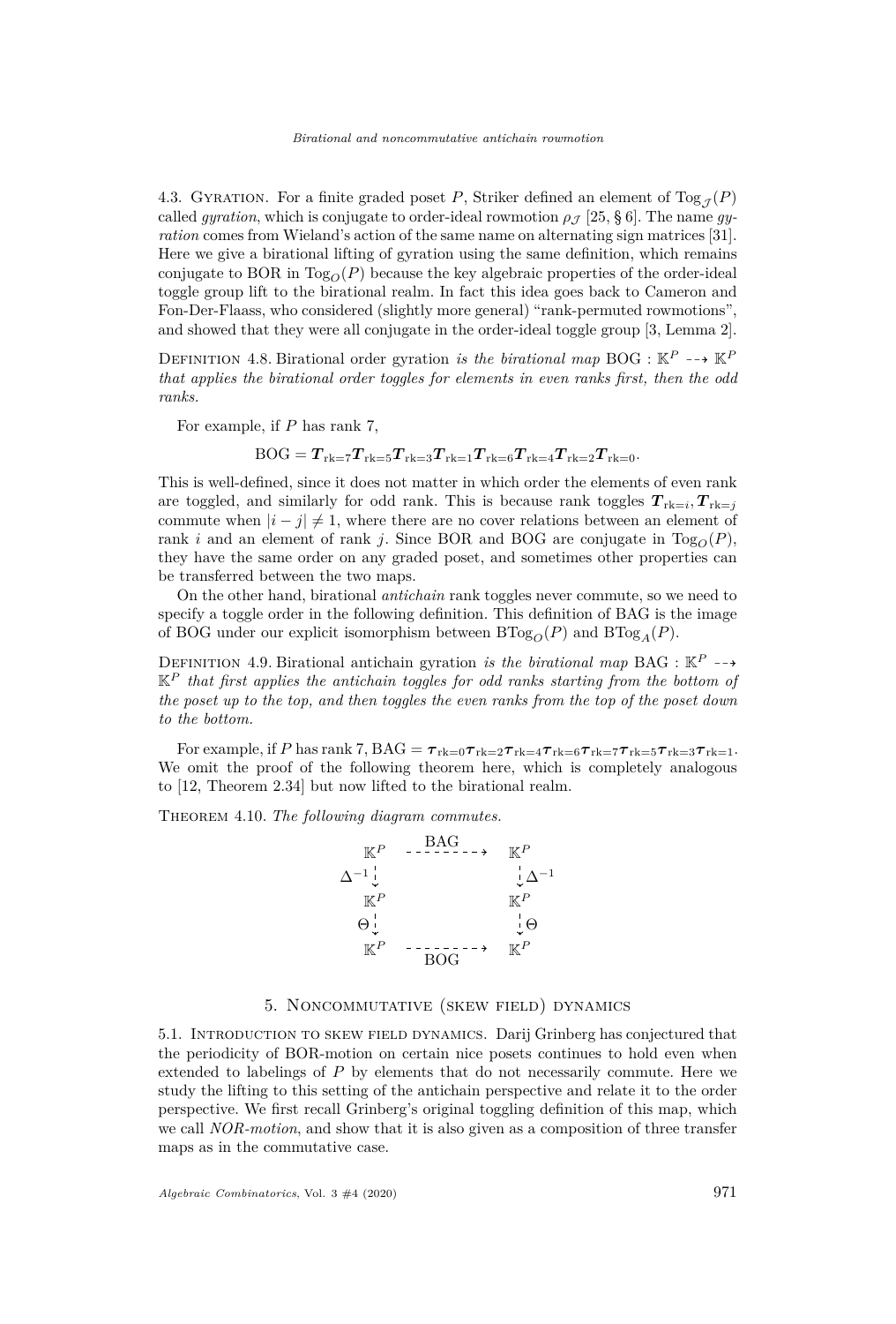4.3. Gyration. For a finite graded poset $P$, Striker defined an element of $\mathrm{Tog}_{\mathcal{J}}(P)$ called *gyration*, which is conjugate to order-ideal rowmotion $\rho_{\mathcal{J}}$ [25, § 6]. The name *gyration* comes from Wieland's action of the same name on alternating sign matrices [31]. Here we give a birational lifting of gyration using the same definition, which remains conjugate to BOR in $\mathrm{Tog}_{O}(P)$ because the key algebraic properties of the order-ideal toggle group lift to the birational realm. In fact this idea goes back to Cameron and Fon-Der-Flaass, who considered (slightly more general) "rank-permuted rowmotions", and showed that they were all conjugate in the order-ideal toggle group [3, Lemma 2].

Definition 4.8. Birational order gyration *is the birational map* $\mathrm{BOG} : \mathbb{K}^P \dashrightarrow \mathbb{K}^P$ *that applies the birational order toggles for elements in even ranks first, then the odd ranks.*

For example, if $P$ has rank 7,

$$\mathrm{BOG} = \boldsymbol{T}_{\mathrm{rk}=7}\boldsymbol{T}_{\mathrm{rk}=5}\boldsymbol{T}_{\mathrm{rk}=3}\boldsymbol{T}_{\mathrm{rk}=1}\boldsymbol{T}_{\mathrm{rk}=6}\boldsymbol{T}_{\mathrm{rk}=4}\boldsymbol{T}_{\mathrm{rk}=2}\boldsymbol{T}_{\mathrm{rk}=0}.$$

This is well-defined, since it does not matter in which order the elements of even rank are toggled, and similarly for odd rank. This is because rank toggles $\boldsymbol{T}_{\mathrm{rk}=i}, \boldsymbol{T}_{\mathrm{rk}=j}$ commute when $|i-j| \neq 1$, where there are no cover relations between an element of rank $i$ and an element of rank $j$. Since BOR and BOG are conjugate in $\mathrm{Tog}_{O}(P)$, they have the same order on any graded poset, and sometimes other properties can be transferred between the two maps.

On the other hand, birational *antichain* rank toggles never commute, so we need to specify a toggle order in the following definition. This definition of BAG is the image of BOG under our explicit isomorphism between $\mathrm{BTog}_{O}(P)$ and $\mathrm{BTog}_{A}(P)$.

Definition 4.9. Birational antichain gyration *is the birational map* $\mathrm{BAG} : \mathbb{K}^P \dashrightarrow \mathbb{K}^P$ *that first applies the antichain toggles for odd ranks starting from the bottom of the poset up to the top, and then toggles the even ranks from the top of the poset down to the bottom.*

For example, if $P$ has rank 7, $\mathrm{BAG} = \boldsymbol{\tau}_{\mathrm{rk}=0}\boldsymbol{\tau}_{\mathrm{rk}=2}\boldsymbol{\tau}_{\mathrm{rk}=4}\boldsymbol{\tau}_{\mathrm{rk}=6}\boldsymbol{\tau}_{\mathrm{rk}=7}\boldsymbol{\tau}_{\mathrm{rk}=5}\boldsymbol{\tau}_{\mathrm{rk}=3}\boldsymbol{\tau}_{\mathrm{rk}=1}$. We omit the proof of the following theorem here, which is completely analogous to [12, Theorem 2.34] but now lifted to the birational realm.

Theorem 4.10. *The following diagram commutes.*

$$\begin{array}{ccc}
\mathbb{K}^P & \overset{\mathrm{BAG}}{\dashrightarrow} & \mathbb{K}^P \\
{\scriptstyle \Delta^{-1}} \downarrow & & \downarrow {\scriptstyle \Delta^{-1}} \\
\mathbb{K}^P & & \mathbb{K}^P \\
{\scriptstyle \Theta} \downarrow & & \downarrow {\scriptstyle \Theta} \\
\mathbb{K}^P & \underset{\mathrm{BOG}}{\dashrightarrow} & \mathbb{K}^P
\end{array}$$

## 5. Noncommutative (skew field) dynamics

5.1. Introduction to skew field dynamics. Darij Grinberg has conjectured that the periodicity of BOR-motion on certain nice posets continues to hold even when extended to labelings of $P$ by elements that do not necessarily commute. Here we study the lifting to this setting of the antichain perspective and relate it to the order perspective. We first recall Grinberg's original toggling definition of this map, which we call *NOR-motion*, and show that it is also given as a composition of three transfer maps as in the commutative case.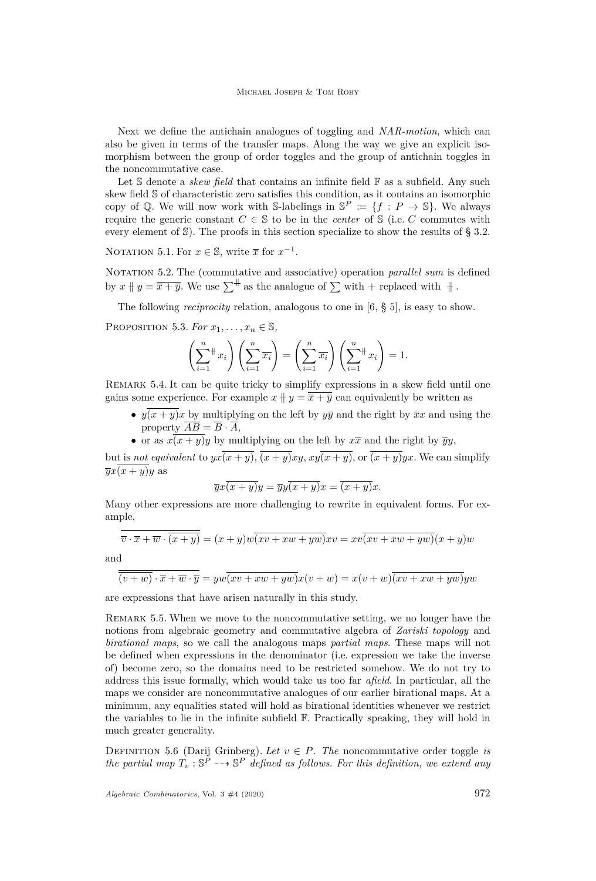Next we define the antichain analogues of toggling and *NAR-motion*, which can also be given in terms of the transfer maps. Along the way we give an explicit isomorphism between the group of order toggles and the group of antichain toggles in the noncommutative case.

Let $\mathbb{S}$ denote a *skew field* that contains an infinite field $\mathbb{F}$ as a subfield. Any such skew field $\mathbb{S}$ of characteristic zero satisfies this condition, as it contains an isomorphic copy of $\mathbb{Q}$. We will now work with $\mathbb{S}$-labelings in $\mathbb{S}^P := \{f : P \to \mathbb{S}\}$. We always require the generic constant $C \in \mathbb{S}$ to be in the *center* of $\mathbb{S}$ (i.e. $C$ commutes with every element of $\mathbb{S}$). The proofs in this section specialize to show the results of § 3.2.

Notation 5.1. For $x \in \mathbb{S}$, write $\overline{x}$ for $x^{-1}$.

Notation 5.2. The (commutative and associative) operation *parallel sum* is defined by $x \mathbin{\#} y = \overline{\overline{x} + \overline{y}}$. We use $\sum^{\#}$ as the analogue of $\sum$ with $+$ replaced with $\#$.

The following *reciprocity* relation, analogous to one in [6, § 5], is easy to show.

Proposition 5.3. *For $x_1, \ldots, x_n \in \mathbb{S}$,*

$$\left(\sum_{i=1}^{n}{}^{\#} x_i\right)\left(\sum_{i=1}^{n} \overline{x_i}\right) = \left(\sum_{i=1}^{n} \overline{x_i}\right)\left(\sum_{i=1}^{n}{}^{\#} x_i\right) = 1.$$

Remark 5.4. It can be quite tricky to simplify expressions in a skew field until one gains some experience. For example $x \mathbin{\#} y = \overline{\overline{x} + \overline{y}}$ can equivalently be written as

- $y\overline{(x+y)}x$ by multiplying on the left by $y\overline{y}$ and the right by $\overline{x}x$ and using the property $\overline{AB} = \overline{B} \cdot \overline{A}$,
- or as $x\overline{(x+y)}y$ by multiplying on the left by $x\overline{x}$ and the right by $\overline{y}y$,

but is *not equivalent* to $yx\overline{(x+y)}$, $\overline{(x+y)}xy$, $xy\overline{(x+y)}$, or $\overline{(x+y)}yx$. We can simplify $\overline{y}x\overline{(x+y)}y$ as

$$\overline{y}x\overline{(x+y)}y = \overline{y}y\overline{(x+y)}x = \overline{(x+y)}x.$$

Many other expressions are more challenging to rewrite in equivalent forms. For example,

$$\overline{\overline{v} \cdot \overline{x} + \overline{w} \cdot \overline{(x+y)}} = (x+y)w\overline{(xv+xw+yw)}xv = xv\overline{(xv+xw+yw)}(x+y)w$$

and

$$\overline{\overline{(v+w)} \cdot \overline{x} + \overline{w} \cdot \overline{y}} = yw\overline{(xv+xw+yw)}x(v+w) = x(v+w)\overline{(xv+xw+yw)}yw$$

are expressions that have arisen naturally in this study.

Remark 5.5. When we move to the noncommutative setting, we no longer have the notions from algebraic geometry and commutative algebra of *Zariski topology* and *birational maps*, so we call the analogous maps *partial maps*. These maps will not be defined when expressions in the denominator (i.e. expression we take the inverse of) become zero, so the domains need to be restricted somehow. We do not try to address this issue formally, which would take us too far *afield*. In particular, all the maps we consider are noncommutative analogues of our earlier birational maps. At a minimum, any equalities stated will hold as birational identities whenever we restrict the variables to lie in the infinite subfield $\mathbb{F}$. Practically speaking, they will hold in much greater generality.

Definition 5.6 (Darij Grinberg). *Let $v \in P$. The* noncommutative order toggle *is the partial map $T_v : \mathbb{S}^P \dashrightarrow \mathbb{S}^P$ defined as follows. For this definition, we extend any*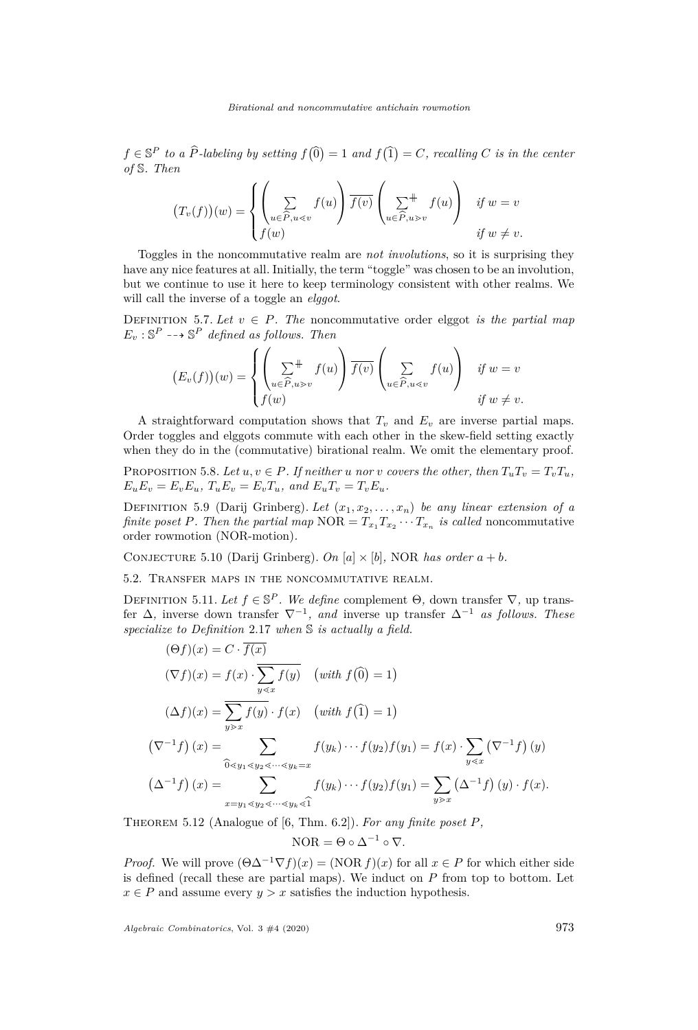$f \in \mathbb{S}^P$ *to a* $\widehat{P}$*-labeling by setting* $f(\widehat{0}) = 1$ *and* $f(\widehat{1}) = C$*, recalling* $C$ *is in the center of* $\mathbb{S}$*. Then*

$$\big(T_v(f)\big)(w) = \begin{cases} \left(\sum\limits_{u \in \widehat{P}, u \lessdot v} f(u)\right) \overline{f(v)} \left(\sum\limits_{u \in \widehat{P}, u \gtrdot v}^{\#} f(u)\right) & \text{if } w = v \\ f(w) & \text{if } w \neq v. \end{cases}$$

Toggles in the noncommutative realm are *not involutions*, so it is surprising they have any nice features at all. Initially, the term "toggle" was chosen to be an involution, but we continue to use it here to keep terminology consistent with other realms. We will call the inverse of a toggle an *elggot*.

Definition 5.7. *Let* $v \in P$*. The* noncommutative order elggot *is the partial map* $E_v : \mathbb{S}^P \dashrightarrow \mathbb{S}^P$ *defined as follows. Then*

$$\big(E_v(f)\big)(w) = \begin{cases} \left(\sum\limits_{u \in \widehat{P}, u \gtrdot v}^{\#} f(u)\right) \overline{f(v)} \left(\sum\limits_{u \in \widehat{P}, u \lessdot v} f(u)\right) & \text{if } w = v \\ f(w) & \text{if } w \neq v. \end{cases}$$

A straightforward computation shows that $T_v$ and $E_v$ are inverse partial maps. Order toggles and elggots commute with each other in the skew-field setting exactly when they do in the (commutative) birational realm. We omit the elementary proof.

Proposition 5.8. *Let* $u, v \in P$*. If neither* $u$ *nor* $v$ *covers the other, then* $T_uT_v = T_vT_u$*,* $E_uE_v = E_vE_u$*,* $T_uE_v = E_vT_u$*, and* $E_uT_v = T_vE_u$*.*

Definition 5.9 (Darij Grinberg). *Let* $(x_1, x_2, \ldots, x_n)$ *be any linear extension of a finite poset* $P$*. Then the partial map* $\mathrm{NOR} = T_{x_1}T_{x_2}\cdots T_{x_n}$ *is called* noncommutative order rowmotion (NOR-motion)*.*

Conjecture 5.10 (Darij Grinberg). *On* $[a] \times [b]$*,* NOR *has order* $a + b$*.*

## 5.2. Transfer maps in the noncommutative realm.

Definition 5.11. *Let* $f \in \mathbb{S}^P$*. We define* complement $\Theta$*,* down transfer $\nabla$*,* up transfer $\Delta$*,* inverse down transfer $\nabla^{-1}$*, and* inverse up transfer $\Delta^{-1}$ *as follows. These specialize to Definition* 2.17 *when* $\mathbb{S}$ *is actually a field.*

$$(\Theta f)(x) = C \cdot \overline{f(x)}$$

$$(\nabla f)(x) = f(x) \cdot \overline{\sum_{y \lessdot x} f(y)} \quad \big(\text{with } f(\widehat{0}) = 1\big)$$

$$(\Delta f)(x) = \overline{\sum_{y \gtrdot x} f(y)} \cdot f(x) \quad \big(\text{with } f(\widehat{1}) = 1\big)$$

$$\left(\nabla^{-1} f\right)(x) = \sum_{\widehat{0} \lessdot y_1 \lessdot y_2 \lessdot \cdots \lessdot y_k = x} f(y_k)\cdots f(y_2)f(y_1) = f(x) \cdot \sum_{y \lessdot x} \left(\nabla^{-1} f\right)(y)$$

$$\left(\Delta^{-1} f\right)(x) = \sum_{x = y_1 \lessdot y_2 \lessdot \cdots \lessdot y_k \lessdot \widehat{1}} f(y_k)\cdots f(y_2)f(y_1) = \sum_{y \gtrdot x} \left(\Delta^{-1} f\right)(y) \cdot f(x).$$

Theorem 5.12 (Analogue of [6, Thm. 6.2]). *For any finite poset* $P$*,*

$$\mathrm{NOR} = \Theta \circ \Delta^{-1} \circ \nabla.$$

*Proof.* We will prove $(\Theta\Delta^{-1}\nabla f)(x) = (\mathrm{NOR}\, f)(x)$ for all $x \in P$ for which either side is defined (recall these are partial maps). We induct on $P$ from top to bottom. Let $x \in P$ and assume every $y > x$ satisfies the induction hypothesis.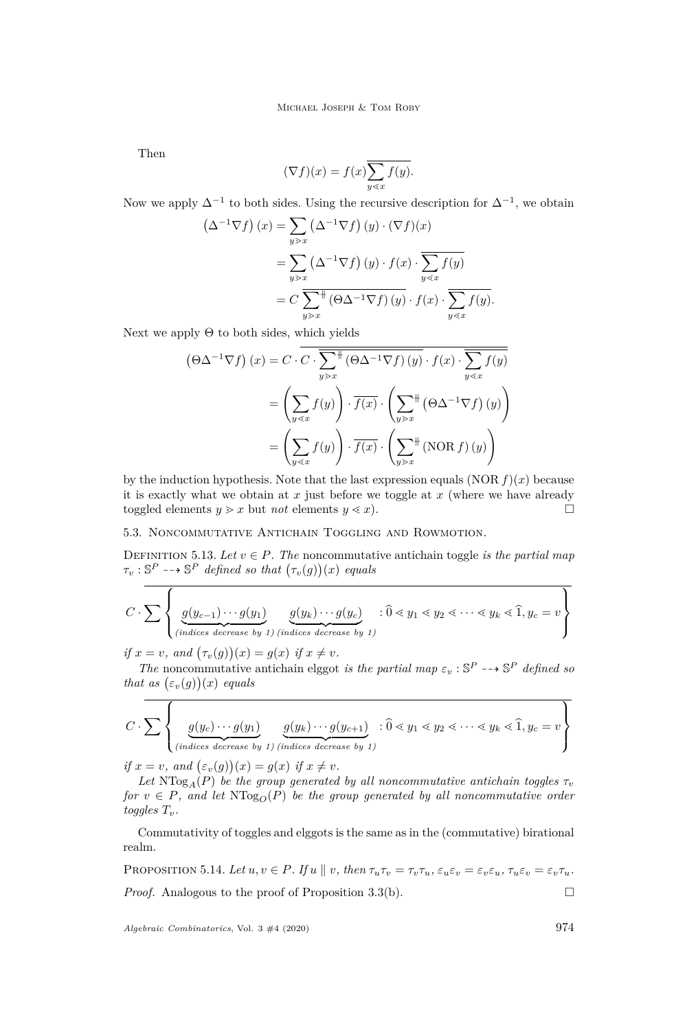Then

$$(\nabla f)(x) = f(x)\overline{\sum_{y \lessdot x} f(y)}.$$

Now we apply $\Delta^{-1}$ to both sides. Using the recursive description for $\Delta^{-1}$, we obtain

$$\begin{aligned}
\left(\Delta^{-1}\nabla f\right)(x) &= \sum_{y \gtrdot x} \left(\Delta^{-1}\nabla f\right)(y) \cdot (\nabla f)(x) \\
&= \sum_{y \gtrdot x} \left(\Delta^{-1}\nabla f\right)(y) \cdot f(x) \cdot \overline{\sum_{y \lessdot x} f(y)} \\
&= C\,\overline{\sum_{y \gtrdot x}^{\#} \left(\Theta\Delta^{-1}\nabla f\right)(y)} \cdot f(x) \cdot \overline{\sum_{y \lessdot x} f(y)}.
\end{aligned}$$

Next we apply $\Theta$ to both sides, which yields

$$\begin{aligned}
\left(\Theta\Delta^{-1}\nabla f\right)(x) &= C \cdot \overline{C \cdot \overline{\sum_{y \gtrdot x}^{\#} \left(\Theta\Delta^{-1}\nabla f\right)(y)} \cdot f(x) \cdot \overline{\sum_{y \lessdot x} f(y)}} \\
&= \left(\sum_{y \lessdot x} f(y)\right) \cdot \overline{f(x)} \cdot \left(\sum_{y \gtrdot x}^{\#} \left(\Theta\Delta^{-1}\nabla f\right)(y)\right) \\
&= \left(\sum_{y \lessdot x} f(y)\right) \cdot \overline{f(x)} \cdot \left(\sum_{y \gtrdot x}^{\#} \left(\mathrm{NOR}\, f\right)(y)\right)
\end{aligned}$$

by the induction hypothesis. Note that the last expression equals $(\mathrm{NOR}\, f)(x)$ because it is exactly what we obtain at $x$ just before we toggle at $x$ (where we have already toggled elements $y \gtrdot x$ but *not* elements $y \lessdot x$). $\square$

### 5.3. Noncommutative Antichain Toggling and Rowmotion.

Definition 5.13. *Let $v \in P$. The* noncommutative antichain toggle *is the partial map $\tau_v : \mathbb{S}^P \dashrightarrow \mathbb{S}^P$ defined so that $\big(\tau_v(g)\big)(x)$ equals*

$$C \cdot \overline{\sum \left\{ \underbrace{g(y_{c-1}) \cdots g(y_1)}_{\text{(indices decrease by 1)}} \; \underbrace{g(y_k) \cdots g(y_c)}_{\text{(indices decrease by 1)}} \; : \widehat{0} \lessdot y_1 \lessdot y_2 \lessdot \cdots \lessdot y_k \lessdot \widehat{1}, y_c = v \right\}}$$

*if $x = v$, and $\big(\tau_v(g)\big)(x) = g(x)$ if $x \neq v$.*

*The* noncommutative antichain elggot *is the partial map $\varepsilon_v : \mathbb{S}^P \dashrightarrow \mathbb{S}^P$ defined so that as $\big(\varepsilon_v(g)\big)(x)$ equals*

$$C \cdot \overline{\sum \left\{ \underbrace{g(y_c) \cdots g(y_1)}_{\text{(indices decrease by 1)}} \; \underbrace{g(y_k) \cdots g(y_{c+1})}_{\text{(indices decrease by 1)}} \; : \widehat{0} \lessdot y_1 \lessdot y_2 \lessdot \cdots \lessdot y_k \lessdot \widehat{1}, y_c = v \right\}}$$

*if $x = v$, and $\big(\varepsilon_v(g)\big)(x) = g(x)$ if $x \neq v$.*

*Let $\mathrm{NTog}_A(P)$ be the group generated by all noncommutative antichain toggles $\tau_v$ for $v \in P$, and let $\mathrm{NTog}_O(P)$ be the group generated by all noncommutative order toggles $T_v$.*

Commutativity of toggles and elggots is the same as in the (commutative) birational realm.

Proposition 5.14. *Let $u, v \in P$. If $u \parallel v$, then $\tau_u\tau_v = \tau_v\tau_u$, $\varepsilon_u\varepsilon_v = \varepsilon_v\varepsilon_u$, $\tau_u\varepsilon_v = \varepsilon_v\tau_u$.*

*Proof.* Analogous to the proof of Proposition 3.3(b). $\square$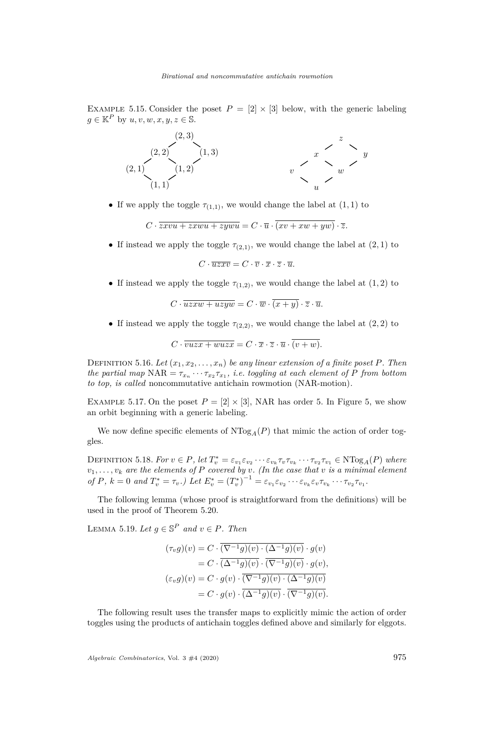Example 5.15. Consider the poset $P = [2] \times [3]$ below, with the generic labeling $g \in \mathbb{K}^P$ by $u, v, w, x, y, z \in \mathbb{S}$.

$$
\begin{array}{ccccc}
 & & (2,3) & & \\
 & (2,2) & & (1,3) & \\
(2,1) & & (1,2) & & \\
 & (1,1) & & &
\end{array}
\qquad\qquad
\begin{array}{ccccc}
 & & z & & \\
 & x & & y & \\
v & & w & & \\
 & u & & &
\end{array}
$$

- If we apply the toggle $\tau_{(1,1)}$, we would change the label at $(1,1)$ to

$$C \cdot \overline{zxvu + zxwu + zywu} = C \cdot \overline{u} \cdot \overline{(xv + xw + yw)} \cdot \overline{z}.$$

- If instead we apply the toggle $\tau_{(2,1)}$, we would change the label at $(2,1)$ to

$$C \cdot \overline{uzxv} = C \cdot \overline{v} \cdot \overline{x} \cdot \overline{z} \cdot \overline{u}.$$

- If instead we apply the toggle $\tau_{(1,2)}$, we would change the label at $(1,2)$ to

$$C \cdot \overline{uzxw + uzyw} = C \cdot \overline{w} \cdot \overline{(x + y)} \cdot \overline{z} \cdot \overline{u}.$$

- If instead we apply the toggle $\tau_{(2,2)}$, we would change the label at $(2,2)$ to

$$C \cdot \overline{vuzx + wuzx} = C \cdot \overline{x} \cdot \overline{z} \cdot \overline{u} \cdot \overline{(v + w)}.$$

Definition 5.16. *Let $(x_1, x_2, \ldots, x_n)$ be any linear extension of a finite poset $P$. Then the partial map $\mathrm{NAR} = \tau_{x_n} \cdots \tau_{x_2}\tau_{x_1}$, i.e. toggling at each element of $P$ from bottom to top, is called* noncommutative antichain rowmotion (NAR-motion)*.*

Example 5.17. On the poset $P = [2] \times [3]$, NAR has order 5. In Figure 5, we show an orbit beginning with a generic labeling.

We now define specific elements of $\mathrm{NTog}_A(P)$ that mimic the action of order toggles.

Definition 5.18. *For $v \in P$, let $T_v^* = \varepsilon_{v_1}\varepsilon_{v_2} \cdots \varepsilon_{v_k}\tau_v\tau_{v_k} \cdots \tau_{v_2}\tau_{v_1} \in \mathrm{NTog}_A(P)$ where $v_1, \ldots, v_k$ are the elements of $P$ covered by $v$. (In the case that $v$ is a minimal element of $P$, $k = 0$ and $T_v^* = \tau_v$.) Let $E_v^* = (T_v^*)^{-1} = \varepsilon_{v_1}\varepsilon_{v_2} \cdots \varepsilon_{v_k}\varepsilon_v\tau_{v_k} \cdots \tau_{v_2}\tau_{v_1}$.*

The following lemma (whose proof is straightforward from the definitions) will be used in the proof of Theorem 5.20.

Lemma 5.19. *Let $g \in \mathbb{S}^P$ and $v \in P$. Then*

$$
\begin{aligned}
(\tau_v g)(v) &= C \cdot \overline{(\nabla^{-1}g)(v) \cdot (\Delta^{-1}g)(v)} \cdot g(v) \\
&= C \cdot \overline{(\Delta^{-1}g)(v)} \cdot \overline{(\nabla^{-1}g)(v)} \cdot g(v), \\
(\varepsilon_v g)(v) &= C \cdot g(v) \cdot \overline{(\nabla^{-1}g)(v) \cdot (\Delta^{-1}g)(v)} \\
&= C \cdot g(v) \cdot \overline{(\Delta^{-1}g)(v)} \cdot \overline{(\nabla^{-1}g)(v)}.
\end{aligned}
$$

The following result uses the transfer maps to explicitly mimic the action of order toggles using the products of antichain toggles defined above and similarly for elggots.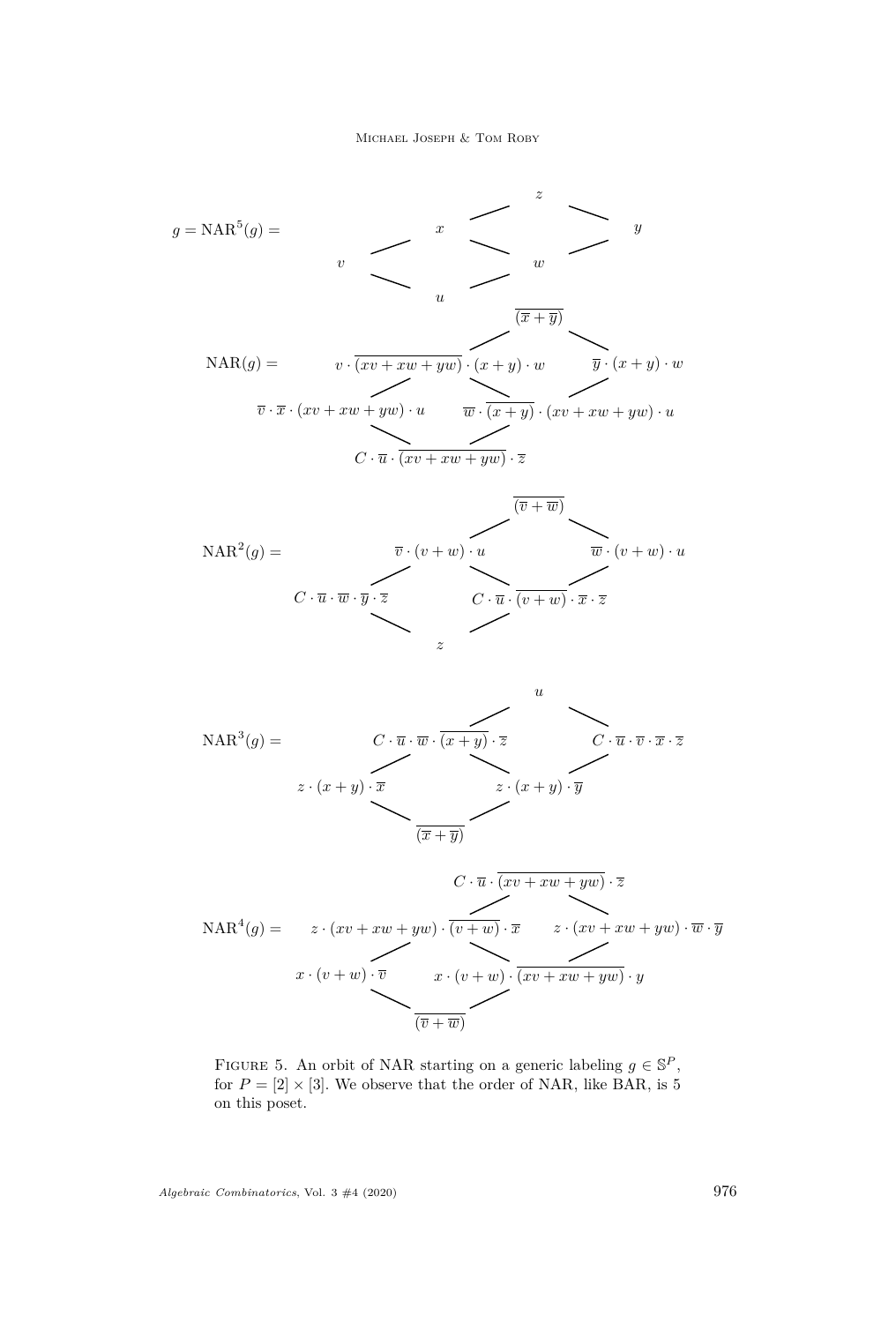$g = \mathrm{NAR}^5(g) =$

$z$ (top); $x$, $y$ (second rank); $v$, $w$ (third rank); $u$ (bottom)

$\mathrm{NAR}(g) =$

$\overline{(\overline{x}+\overline{y})}$ (top)

$v \cdot \overline{(xv+xw+yw)} \cdot (x+y) \cdot w$ $\quad$ $\overline{y} \cdot (x+y) \cdot w$

$\overline{v} \cdot \overline{x} \cdot (xv+xw+yw) \cdot u$ $\quad$ $\overline{w} \cdot \overline{(x+y)} \cdot (xv+xw+yw) \cdot u$

$C \cdot \overline{u} \cdot \overline{(xv+xw+yw)} \cdot \overline{z}$ (bottom)

$\mathrm{NAR}^2(g) =$

$\overline{(\overline{v}+\overline{w})}$ (top)

$\overline{v} \cdot (v+w) \cdot u$ $\quad$ $\overline{w} \cdot (v+w) \cdot u$

$C \cdot \overline{u} \cdot \overline{w} \cdot \overline{y} \cdot \overline{z}$ $\quad$ $C \cdot \overline{u} \cdot \overline{(v+w)} \cdot \overline{x} \cdot \overline{z}$

$z$ (bottom)

$\mathrm{NAR}^3(g) =$

$u$ (top)

$C \cdot \overline{u} \cdot \overline{w} \cdot \overline{(x+y)} \cdot \overline{z}$ $\quad$ $C \cdot \overline{u} \cdot \overline{v} \cdot \overline{x} \cdot \overline{z}$

$z \cdot (x+y) \cdot \overline{x}$ $\quad$ $z \cdot (x+y) \cdot \overline{y}$

$\overline{(\overline{x}+\overline{y})}$ (bottom)

$\mathrm{NAR}^4(g) =$

$C \cdot \overline{u} \cdot \overline{(xv+xw+yw)} \cdot \overline{z}$ (top)

$z \cdot (xv+xw+yw) \cdot \overline{(v+w)} \cdot \overline{x}$ $\quad$ $z \cdot (xv+xw+yw) \cdot \overline{w} \cdot \overline{y}$

$x \cdot (v+w) \cdot \overline{v}$ $\quad$ $x \cdot (v+w) \cdot \overline{(xv+xw+yw)} \cdot y$

$\overline{(\overline{v}+\overline{w})}$ (bottom)

Figure 5. An orbit of NAR starting on a generic labeling $g \in \mathbb{S}^P$, for $P = [2] \times [3]$. We observe that the order of NAR, like BAR, is 5 on this poset.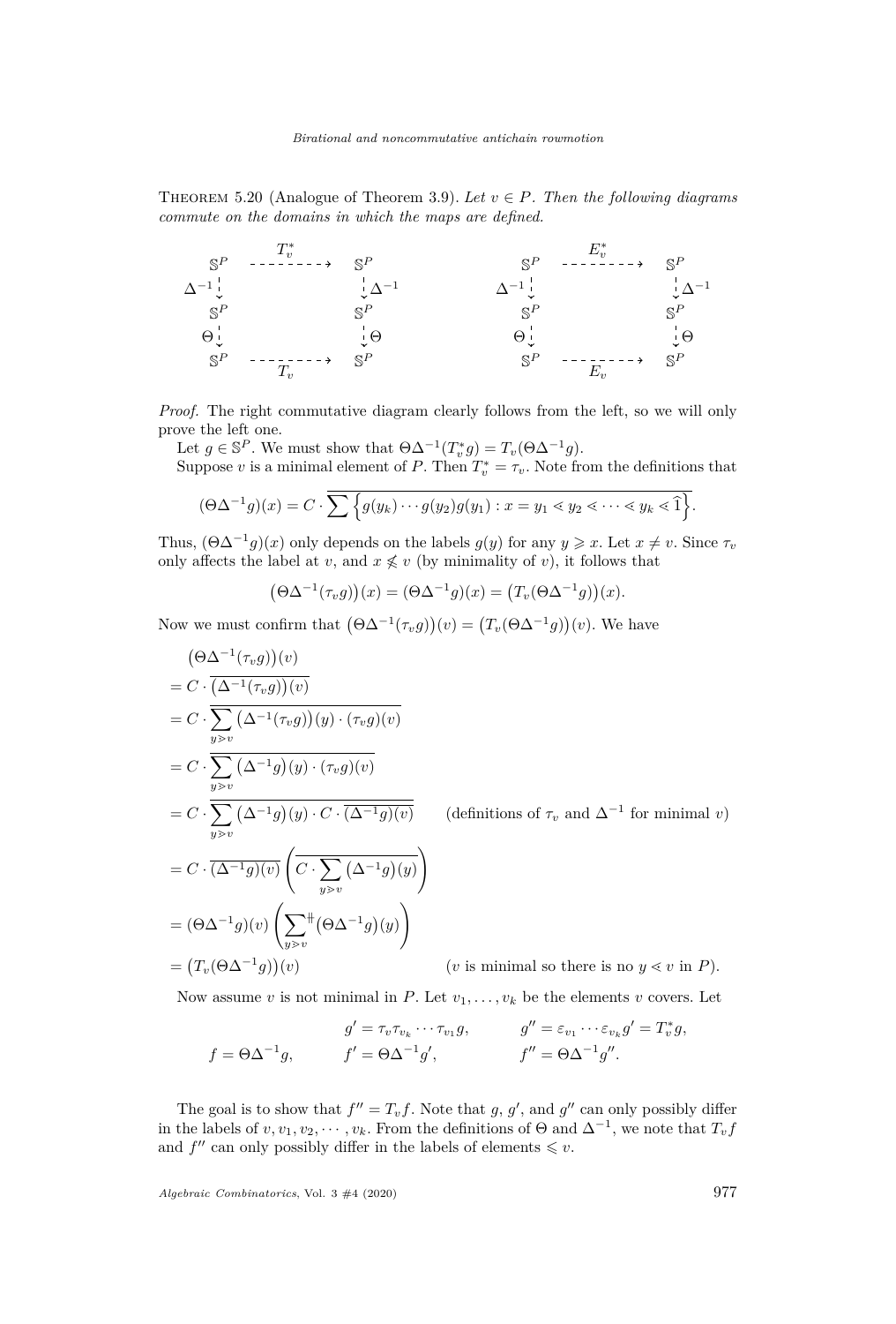**Theorem 5.20** (Analogue of Theorem 3.9). *Let $v \in P$. Then the following diagrams commute on the domains in which the maps are defined.*

$$
\begin{array}{ccc}
\mathbb{S}^P & \xrightarrow{T_v^*} & \mathbb{S}^P \\
{\scriptstyle \Delta^{-1}} \downarrow & & \downarrow {\scriptstyle \Delta^{-1}} \\
\mathbb{S}^P & & \mathbb{S}^P \\
{\scriptstyle \Theta} \downarrow & & \downarrow {\scriptstyle \Theta} \\
\mathbb{S}^P & \xrightarrow[T_v]{} & \mathbb{S}^P
\end{array}
\qquad\qquad
\begin{array}{ccc}
\mathbb{S}^P & \xrightarrow{E_v^*} & \mathbb{S}^P \\
{\scriptstyle \Delta^{-1}} \downarrow & & \downarrow {\scriptstyle \Delta^{-1}} \\
\mathbb{S}^P & & \mathbb{S}^P \\
{\scriptstyle \Theta} \downarrow & & \downarrow {\scriptstyle \Theta} \\
\mathbb{S}^P & \xrightarrow[E_v]{} & \mathbb{S}^P
\end{array}
$$

*Proof.* The right commutative diagram clearly follows from the left, so we will only prove the left one.

Let $g \in \mathbb{S}^P$. We must show that $\Theta\Delta^{-1}(T_v^* g) = T_v(\Theta\Delta^{-1}g)$.

Suppose $v$ is a minimal element of $P$. Then $T_v^* = \tau_v$. Note from the definitions that

$$(\Theta\Delta^{-1}g)(x) = C \cdot \overline{\sum \left\{ g(y_k) \cdots g(y_2) g(y_1) : x = y_1 \lessdot y_2 \lessdot \cdots \lessdot y_k \lessdot \widehat{1} \right\}}.$$

Thus, $(\Theta\Delta^{-1}g)(x)$ only depends on the labels $g(y)$ for any $y \geqslant x$. Let $x \neq v$. Since $\tau_v$ only affects the label at $v$, and $x \not\leqslant v$ (by minimality of $v$), it follows that

$$\big(\Theta\Delta^{-1}(\tau_v g)\big)(x) = (\Theta\Delta^{-1}g)(x) = \big(T_v(\Theta\Delta^{-1}g)\big)(x).$$

Now we must confirm that $\big(\Theta\Delta^{-1}(\tau_v g)\big)(v) = \big(T_v(\Theta\Delta^{-1}g)\big)(v)$. We have

$$
\begin{aligned}
&\big(\Theta\Delta^{-1}(\tau_v g)\big)(v) \\
&= C \cdot \overline{\big(\Delta^{-1}(\tau_v g)\big)(v)} \\
&= C \cdot \overline{\sum_{y \gtrdot v} \big(\Delta^{-1}(\tau_v g)\big)(y) \cdot (\tau_v g)(v)} \\
&= C \cdot \overline{\sum_{y \gtrdot v} \big(\Delta^{-1} g\big)(y) \cdot (\tau_v g)(v)} \\
&= C \cdot \overline{\sum_{y \gtrdot v} \big(\Delta^{-1} g\big)(y) \cdot C \cdot \overline{(\Delta^{-1}g)(v)}} \qquad \text{(definitions of } \tau_v \text{ and } \Delta^{-1} \text{ for minimal } v) \\
&= C \cdot \overline{(\Delta^{-1}g)(v)} \left( \overline{C \cdot \sum_{y \gtrdot v} \big(\Delta^{-1} g\big)(y)} \right) \\
&= (\Theta\Delta^{-1}g)(v) \left( \sum_{y \gtrdot v}{}^{\#} \big(\Theta\Delta^{-1} g\big)(y) \right) \\
&= \big(T_v(\Theta\Delta^{-1}g)\big)(v) \qquad (v \text{ is minimal so there is no } y \lessdot v \text{ in } P).
\end{aligned}
$$

Now assume $v$ is not minimal in $P$. Let $v_1, \ldots, v_k$ be the elements $v$ covers. Let

$$
\begin{aligned}
& & g' &= \tau_v \tau_{v_k} \cdots \tau_{v_1} g, & g'' &= \varepsilon_{v_1} \cdots \varepsilon_{v_k} g' = T_v^* g, \\
f &= \Theta\Delta^{-1} g, & f' &= \Theta\Delta^{-1} g', & f'' &= \Theta\Delta^{-1} g''.
\end{aligned}
$$

The goal is to show that $f'' = T_v f$. Note that $g$, $g'$, and $g''$ can only possibly differ in the labels of $v, v_1, v_2, \cdots, v_k$. From the definitions of $\Theta$ and $\Delta^{-1}$, we note that $T_v f$ and $f''$ can only possibly differ in the labels of elements $\leqslant v$.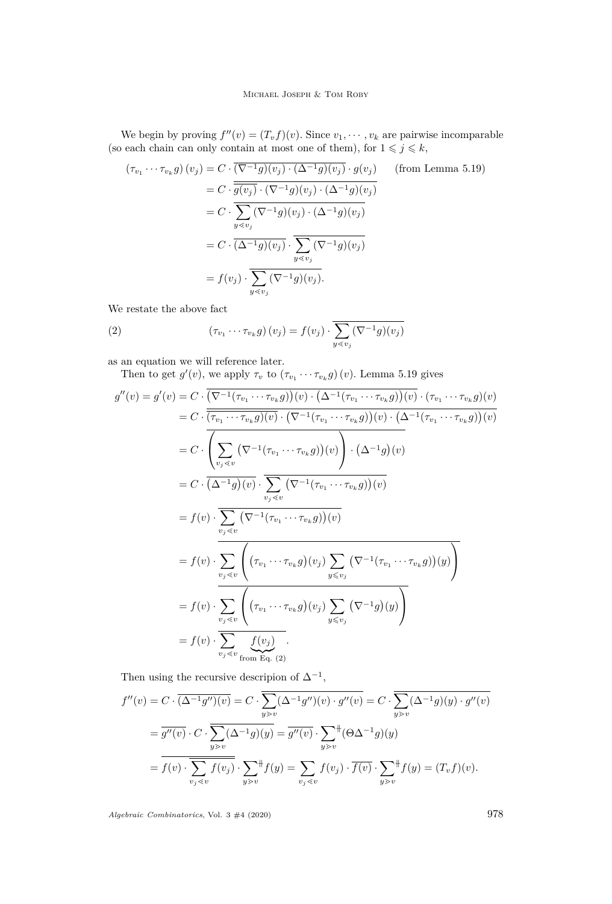We begin by proving $f''(v) = (T_v f)(v)$. Since $v_1, \cdots, v_k$ are pairwise incomparable (so each chain can only contain at most one of them), for $1 \leqslant j \leqslant k$,

$$
\begin{aligned}
\left(\tau_{v_1} \cdots \tau_{v_k} g\right)(v_j) &= C \cdot \overline{(\nabla^{-1} g)(v_j) \cdot (\Delta^{-1} g)(v_j)} \cdot g(v_j) \qquad \text{(from Lemma 5.19)} \\
&= C \cdot \overline{\overline{g(v_j)} \cdot (\nabla^{-1} g)(v_j) \cdot (\Delta^{-1} g)(v_j)} \\
&= C \cdot \overline{\sum_{y \lessdot v_j} (\nabla^{-1} g)(v_j) \cdot (\Delta^{-1} g)(v_j)} \\
&= C \cdot \overline{(\Delta^{-1} g)(v_j)} \cdot \overline{\sum_{y \lessdot v_j} (\nabla^{-1} g)(v_j)} \\
&= f(v_j) \cdot \overline{\sum_{y \lessdot v_j} (\nabla^{-1} g)(v_j)}.
\end{aligned}
$$

We restate the above fact

$$
\left(\tau_{v_1} \cdots \tau_{v_k} g\right)(v_j) = f(v_j) \cdot \overline{\sum_{y \lessdot v_j} (\nabla^{-1} g)(v_j)} \tag{2}
$$

as an equation we will reference later.

Then to get $g'(v)$, we apply $\tau_v$ to $\left(\tau_{v_1} \cdots \tau_{v_k} g\right)(v)$. Lemma 5.19 gives

$$
\begin{aligned}
g''(v) = g'(v) &= C \cdot \overline{\left(\nabla^{-1}(\tau_{v_1} \cdots \tau_{v_k} g)\right)(v) \cdot \left(\Delta^{-1}(\tau_{v_1} \cdots \tau_{v_k} g)\right)(v)} \cdot (\tau_{v_1} \cdots \tau_{v_k} g)(v) \\
&= C \cdot \overline{\overline{(\tau_{v_1} \cdots \tau_{v_k} g)(v)} \cdot \left(\nabla^{-1}(\tau_{v_1} \cdots \tau_{v_k} g)\right)(v) \cdot \left(\Delta^{-1}(\tau_{v_1} \cdots \tau_{v_k} g)\right)(v)} \\
&= C \cdot \overline{\left(\sum_{v_j \lessdot v} \left(\nabla^{-1}(\tau_{v_1} \cdots \tau_{v_k} g)\right)(v)\right) \cdot \left(\Delta^{-1} g\right)(v)} \\
&= C \cdot \overline{\left(\Delta^{-1} g\right)(v)} \cdot \overline{\sum_{v_j \lessdot v} \left(\nabla^{-1}(\tau_{v_1} \cdots \tau_{v_k} g)\right)(v)} \\
&= f(v) \cdot \overline{\sum_{v_j \lessdot v} \left(\nabla^{-1}(\tau_{v_1} \cdots \tau_{v_k} g)\right)(v)} \\
&= f(v) \cdot \overline{\sum_{v_j \lessdot v} \left(\left(\tau_{v_1} \cdots \tau_{v_k} g\right)(v_j) \sum_{y \lessdot v_j} \left(\nabla^{-1}(\tau_{v_1} \cdots \tau_{v_k} g)\right)(y)\right)} \\
&= f(v) \cdot \overline{\sum_{v_j \lessdot v} \left(\left(\tau_{v_1} \cdots \tau_{v_k} g\right)(v_j) \sum_{y \lessdot v_j} \left(\nabla^{-1} g\right)(y)\right)} \\
&= f(v) \cdot \overline{\sum_{v_j \lessdot v} \underbrace{f(v_j)}_{\text{from Eq. (2)}}}.
\end{aligned}
$$

Then using the recursive descripion of $\Delta^{-1}$,

$$
\begin{aligned}
f''(v) &= C \cdot \overline{(\Delta^{-1} g'')(v)} = C \cdot \overline{\sum_{y \gtrdot v} (\Delta^{-1} g'')(v) \cdot g''(v)} = C \cdot \overline{\sum_{y \gtrdot v} (\Delta^{-1} g)(y) \cdot g''(v)} \\
&= \overline{g''(v)} \cdot C \cdot \overline{\sum_{y \gtrdot v} (\Delta^{-1} g)(y)} = \overline{g''(v)} \cdot {\sum_{y \gtrdot v}}^{\#} (\Theta \Delta^{-1} g)(y) \\
&= \overline{f(v) \cdot \overline{\sum_{v_j \lessdot v} f(v_j)}} \cdot {\sum_{y \gtrdot v}}^{\#} f(y) = \sum_{v_j \lessdot v} f(v_j) \cdot \overline{f(v)} \cdot {\sum_{y \gtrdot v}}^{\#} f(y) = (T_v f)(v).
\end{aligned}
$$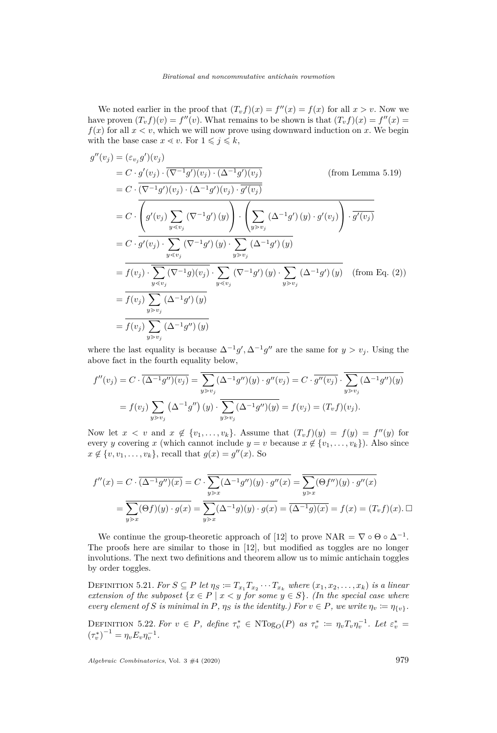We noted earlier in the proof that $(T_v f)(x) = f''(x) = f(x)$ for all $x > v$. Now we have proven $(T_v f)(v) = f''(v)$. What remains to be shown is that $(T_v f)(x) = f''(x) = f(x)$ for all $x < v$, which we will now prove using downward induction on $x$. We begin with the base case $x \lessdot v$. For $1 \leqslant j \leqslant k$,

$$
\begin{aligned}
g''(v_j) &= (\varepsilon_{v_j} g')(v_j) \\
&= C \cdot g'(v_j) \cdot \overline{(\nabla^{-1} g')(v_j) \cdot (\Delta^{-1} g')(v_j)} && \text{(from Lemma 5.19)} \\
&= C \cdot \overline{(\nabla^{-1} g')(v_j) \cdot (\Delta^{-1} g')(v_j) \cdot \overline{g'(v_j)}} \\
&= C \cdot \overline{\left( g'(v_j) \sum_{y \lessdot v_j} (\nabla^{-1} g')(y) \right) \cdot \left( \sum_{y \gtrdot v_j} (\Delta^{-1} g')(y) \cdot g'(v_j) \right) \cdot \overline{g'(v_j)}} \\
&= C \cdot \overline{g'(v_j) \cdot \sum_{y \lessdot v_j} (\nabla^{-1} g')(y) \cdot \sum_{y \gtrdot v_j} (\Delta^{-1} g')(y)} \\
&= \overline{f(v_j) \cdot \overline{\sum_{y \lessdot v_j} (\nabla^{-1} g)(v_j)} \cdot \sum_{y \lessdot v_j} (\nabla^{-1} g')(y) \cdot \sum_{y \gtrdot v_j} (\Delta^{-1} g')(y)} && \text{(from Eq. (2))} \\
&= \overline{f(v_j) \sum_{y \gtrdot v_j} (\Delta^{-1} g')(y)} \\
&= \overline{f(v_j) \sum_{y \gtrdot v_j} (\Delta^{-1} g'')(y)}
\end{aligned}
$$

where the last equality is because $\Delta^{-1} g', \Delta^{-1} g''$ are the same for $y > v_j$. Using the above fact in the fourth equality below,

$$
\begin{aligned}
f''(v_j) &= C \cdot \overline{(\Delta^{-1} g'')(v_j)} = \overline{\sum_{y \gtrdot v_j} (\Delta^{-1} g'')(y) \cdot g''(v_j)} = C \cdot \overline{g''(v_j)} \cdot \overline{\sum_{y \gtrdot v_j} (\Delta^{-1} g'')(y)} \\
&= f(v_j) \sum_{y \gtrdot v_j} \left( \Delta^{-1} g'' \right)(y) \cdot \overline{\sum_{y \gtrdot v_j} (\Delta^{-1} g'')(y)} = f(v_j) = (T_v f)(v_j).
\end{aligned}
$$

Now let $x < v$ and $x \notin \{v_1, \ldots, v_k\}$. Assume that $(T_v f)(y) = f(y) = f''(y)$ for every $y$ covering $x$ (which cannot include $y = v$ because $x \notin \{v_1, \ldots, v_k\}$). Also since $x \notin \{v, v_1, \ldots, v_k\}$, recall that $g(x) = g''(x)$. So

$$
\begin{aligned}
f''(x) &= C \cdot \overline{(\Delta^{-1} g'')(x)} = C \cdot \overline{\sum_{y \gtrdot x} (\Delta^{-1} g'')(y) \cdot g''(x)} = \overline{\sum_{y \gtrdot x} (\Theta f'')(y) \cdot g''(x)} \\
&= \overline{\sum_{y \gtrdot x} (\Theta f)(y) \cdot g(x)} = \overline{\sum_{y \gtrdot x} (\Delta^{-1} g)(y) \cdot g(x)} = \overline{(\Delta^{-1} g)(x)} = f(x) = (T_v f)(x). \qquad \square
\end{aligned}
$$

We continue the group-theoretic approach of [12] to prove $\mathrm{NAR} = \nabla \circ \Theta \circ \Delta^{-1}$. The proofs here are similar to those in [12], but modified as toggles are no longer involutions. The next two definitions and theorem allow us to mimic antichain toggles by order toggles.

Definition 5.21. *For $S \subseteq P$ let $\eta_S := T_{x_1} T_{x_2} \cdots T_{x_k}$ where $(x_1, x_2, \ldots, x_k)$ is a linear extension of the subposet $\{x \in P \mid x < y$ for some $y \in S\}$. (In the special case where every element of $S$ is minimal in $P$, $\eta_S$ is the identity.) For $v \in P$, we write $\eta_v := \eta_{\{v\}}$.*

Definition 5.22. *For $v \in P$, define $\tau_v^* \in \mathrm{NTog}_O(P)$ as $\tau_v^* := \eta_v T_v \eta_v^{-1}$. Let $\varepsilon_v^* = (\tau_v^*)^{-1} = \eta_v E_v \eta_v^{-1}$.*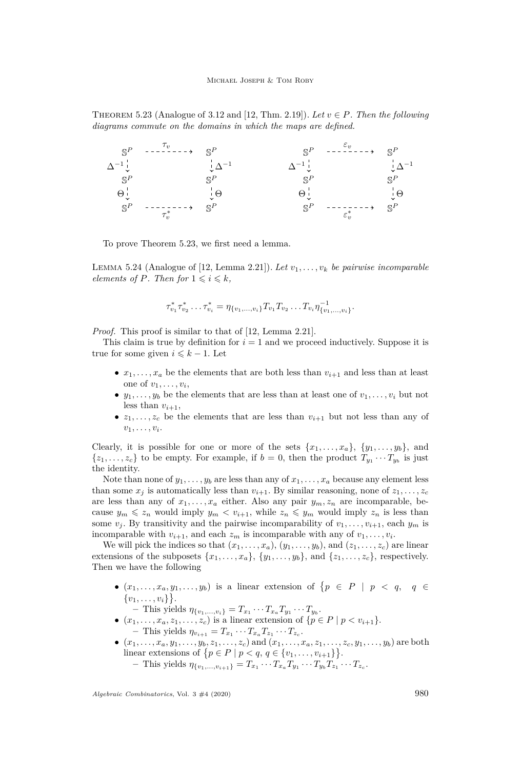Theorem 5.23 (Analogue of 3.12 and [12, Thm. 2.19]). *Let $v \in P$. Then the following diagrams commute on the domains in which the maps are defined.*

$$
\begin{array}{ccc}
\mathbb{S}^P & \overset{\tau_v}{\dashrightarrow} & \mathbb{S}^P \\
\Delta^{-1}\downarrow & & \downarrow\Delta^{-1} \\
\mathbb{S}^P & & \mathbb{S}^P \\
\Theta\downarrow & & \downarrow\Theta \\
\mathbb{S}^P & \underset{\tau_v^*}{\dashrightarrow} & \mathbb{S}^P
\end{array}
\qquad\qquad
\begin{array}{ccc}
\mathbb{S}^P & \overset{\varepsilon_v}{\dashrightarrow} & \mathbb{S}^P \\
\Delta^{-1}\downarrow & & \downarrow\Delta^{-1} \\
\mathbb{S}^P & & \mathbb{S}^P \\
\Theta\downarrow & & \downarrow\Theta \\
\mathbb{S}^P & \underset{\varepsilon_v^*}{\dashrightarrow} & \mathbb{S}^P
\end{array}
$$

To prove Theorem 5.23, we first need a lemma.

Lemma 5.24 (Analogue of [12, Lemma 2.21]). *Let $v_1, \dots, v_k$ be pairwise incomparable elements of $P$. Then for $1 \leqslant i \leqslant k$,*

$$\tau^*_{v_1}\tau^*_{v_2}\dots\tau^*_{v_i} = \eta_{\{v_1,\dots,v_i\}} T_{v_1}T_{v_2}\dots T_{v_i}\eta^{-1}_{\{v_1,\dots,v_i\}}.$$

*Proof.* This proof is similar to that of [12, Lemma 2.21].

This claim is true by definition for $i = 1$ and we proceed inductively. Suppose it is true for some given $i \leqslant k-1$. Let

- $x_1, \dots, x_a$ be the elements that are both less than $v_{i+1}$ and less than at least one of $v_1, \dots, v_i$,
- $y_1, \dots, y_b$ be the elements that are less than at least one of $v_1, \dots, v_i$ but not less than $v_{i+1}$,
- $z_1, \dots, z_c$ be the elements that are less than $v_{i+1}$ but not less than any of $v_1, \dots, v_i$.

Clearly, it is possible for one or more of the sets $\{x_1, \dots, x_a\}$, $\{y_1, \dots, y_b\}$, and $\{z_1, \dots, z_c\}$ to be empty. For example, if $b = 0$, then the product $T_{y_1}\cdots T_{y_b}$ is just the identity.

Note than none of $y_1, \dots, y_b$ are less than any of $x_1, \dots, x_a$ because any element less than some $x_j$ is automatically less than $v_{i+1}$. By similar reasoning, none of $z_1, \dots, z_c$ are less than any of $x_1, \dots, x_a$ either. Also any pair $y_m, z_n$ are incomparable, because $y_m \leqslant z_n$ would imply $y_m < v_{i+1}$, while $z_n \leqslant y_m$ would imply $z_n$ is less than some $v_j$. By transitivity and the pairwise incomparability of $v_1, \dots, v_{i+1}$, each $y_m$ is incomparable with $v_{i+1}$, and each $z_m$ is incomparable with any of $v_1, \dots, v_i$.

We will pick the indices so that $(x_1, \dots, x_a)$, $(y_1, \dots, y_b)$, and $(z_1, \dots, z_c)$ are linear extensions of the subposets $\{x_1, \dots, x_a\}$, $\{y_1, \dots, y_b\}$, and $\{z_1, \dots, z_c\}$, respectively. Then we have the following

- $(x_1, \dots, x_a, y_1, \dots, y_b)$ is a linear extension of $\big\{p \in P \mid p < q, \quad q \in \{v_1, \dots, v_i\}\big\}$.
  - This yields $\eta_{\{v_1,\dots,v_i\}} = T_{x_1}\cdots T_{x_a}T_{y_1}\cdots T_{y_b}$.
- $(x_1, \dots, x_a, z_1, \dots, z_c)$ is a linear extension of $\{p \in P \mid p < v_{i+1}\}$.
  - This yields $\eta_{v_{i+1}} = T_{x_1}\cdots T_{x_a}T_{z_1}\cdots T_{z_c}$.
- $(x_1, \dots, x_a, y_1, \dots, y_b, z_1, \dots, z_c)$ and $(x_1, \dots, x_a, z_1, \dots, z_c, y_1, \dots, y_b)$ are both linear extensions of $\big\{p \in P \mid p < q, q \in \{v_1, \dots, v_{i+1}\}\big\}$.
  - This yields $\eta_{\{v_1,\dots,v_{i+1}\}} = T_{x_1}\cdots T_{x_a}T_{y_1}\cdots T_{y_b}T_{z_1}\cdots T_{z_c}$.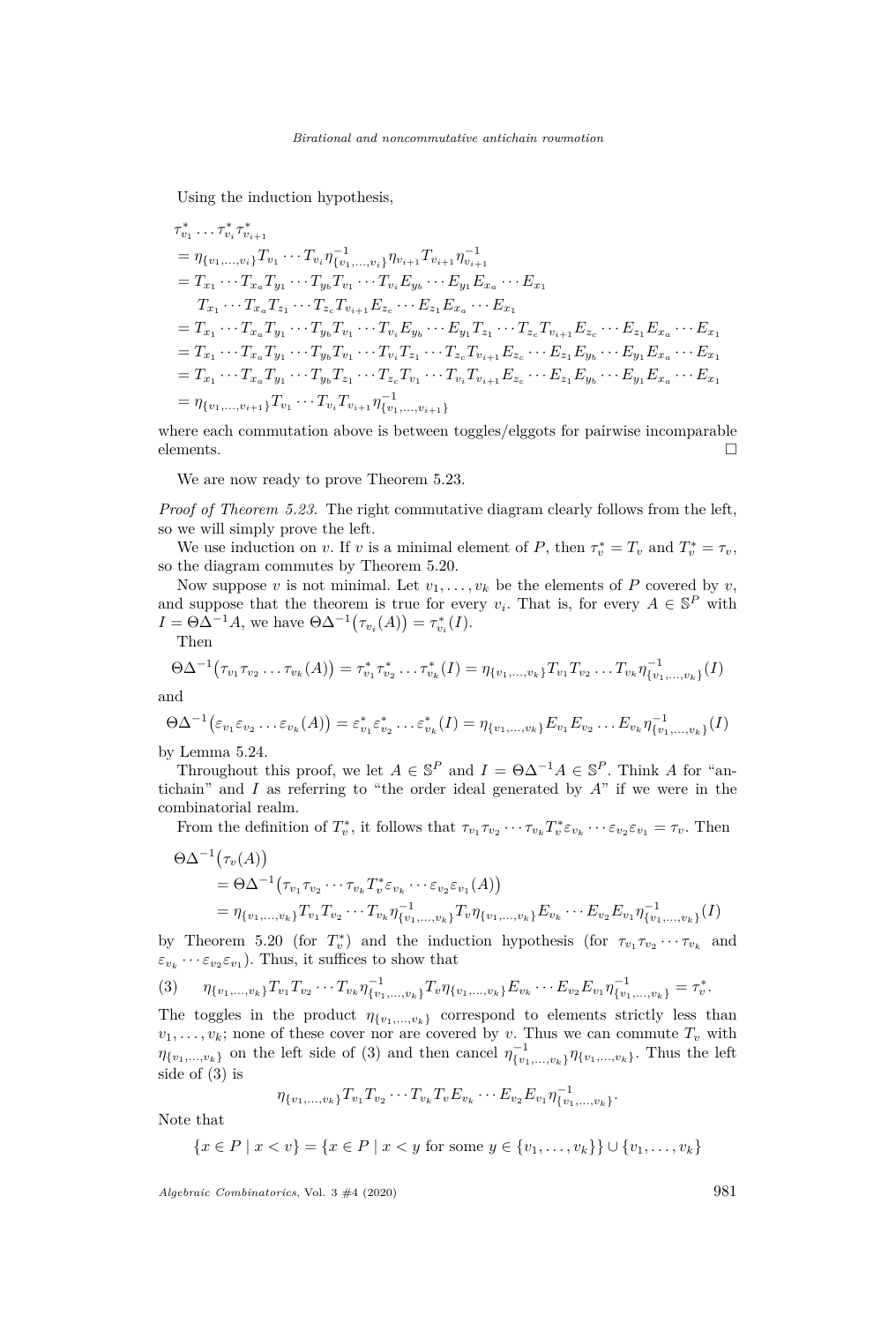Using the induction hypothesis,

$$
\begin{aligned}
&\tau^*_{v_1}\cdots\tau^*_{v_i}\tau^*_{v_{i+1}}\\
&= \eta_{\{v_1,\dots,v_i\}}T_{v_1}\cdots T_{v_i}\eta^{-1}_{\{v_1,\dots,v_i\}}\eta_{v_{i+1}}T_{v_{i+1}}\eta^{-1}_{v_{i+1}}\\
&= T_{x_1}\cdots T_{x_a}T_{y_1}\cdots T_{y_b}T_{v_1}\cdots T_{v_i}E_{y_b}\cdots E_{y_1}E_{x_a}\cdots E_{x_1}\\
&\quad\; T_{x_1}\cdots T_{x_a}T_{z_1}\cdots T_{z_c}T_{v_{i+1}}E_{z_c}\cdots E_{z_1}E_{x_a}\cdots E_{x_1}\\
&= T_{x_1}\cdots T_{x_a}T_{y_1}\cdots T_{y_b}T_{v_1}\cdots T_{v_i}E_{y_b}\cdots E_{y_1}T_{z_1}\cdots T_{z_c}T_{v_{i+1}}E_{z_c}\cdots E_{z_1}E_{x_a}\cdots E_{x_1}\\
&= T_{x_1}\cdots T_{x_a}T_{y_1}\cdots T_{y_b}T_{v_1}\cdots T_{v_i}T_{z_1}\cdots T_{z_c}T_{v_{i+1}}E_{z_c}\cdots E_{z_1}E_{y_b}\cdots E_{y_1}E_{x_a}\cdots E_{x_1}\\
&= T_{x_1}\cdots T_{x_a}T_{y_1}\cdots T_{y_b}T_{z_1}\cdots T_{z_c}T_{v_1}\cdots T_{v_i}T_{v_{i+1}}E_{z_c}\cdots E_{z_1}E_{y_b}\cdots E_{y_1}E_{x_a}\cdots E_{x_1}\\
&= \eta_{\{v_1,\dots,v_{i+1}\}}T_{v_1}\cdots T_{v_i}T_{v_{i+1}}\eta^{-1}_{\{v_1,\dots,v_{i+1}\}}
\end{aligned}
$$

where each commutation above is between toggles/elggots for pairwise incomparable elements. □

We are now ready to prove Theorem 5.23.

*Proof of Theorem 5.23.* The right commutative diagram clearly follows from the left, so we will simply prove the left.

We use induction on $v$. If $v$ is a minimal element of $P$, then $\tau^*_v = T_v$ and $T^*_v = \tau_v$, so the diagram commutes by Theorem 5.20.

Now suppose $v$ is not minimal. Let $v_1,\dots,v_k$ be the elements of $P$ covered by $v$, and suppose that the theorem is true for every $v_i$. That is, for every $A\in\mathbb{S}^P$ with $I=\Theta\Delta^{-1}A$, we have $\Theta\Delta^{-1}\big(\tau_{v_i}(A)\big)=\tau^*_{v_i}(I)$.

Then

$$\Theta\Delta^{-1}\big(\tau_{v_1}\tau_{v_2}\dots\tau_{v_k}(A)\big)=\tau^*_{v_1}\tau^*_{v_2}\dots\tau^*_{v_k}(I)=\eta_{\{v_1,\dots,v_k\}}T_{v_1}T_{v_2}\dots T_{v_k}\eta^{-1}_{\{v_1,\dots,v_k\}}(I)$$

and

$$\Theta\Delta^{-1}\big(\varepsilon_{v_1}\varepsilon_{v_2}\dots\varepsilon_{v_k}(A)\big)=\varepsilon^*_{v_1}\varepsilon^*_{v_2}\dots\varepsilon^*_{v_k}(I)=\eta_{\{v_1,\dots,v_k\}}E_{v_1}E_{v_2}\dots E_{v_k}\eta^{-1}_{\{v_1,\dots,v_k\}}(I)$$

by Lemma 5.24.

Throughout this proof, we let $A\in\mathbb{S}^P$ and $I=\Theta\Delta^{-1}A\in\mathbb{S}^P$. Think $A$ for "antichain" and $I$ as referring to "the order ideal generated by $A$" if we were in the combinatorial realm.

From the definition of $T^*_v$, it follows that $\tau_{v_1}\tau_{v_2}\cdots\tau_{v_k}T^*_v\varepsilon_{v_k}\cdots\varepsilon_{v_2}\varepsilon_{v_1}=\tau_v$. Then

$$
\begin{aligned}
&\Theta\Delta^{-1}\big(\tau_v(A)\big)\\
&\quad=\Theta\Delta^{-1}\big(\tau_{v_1}\tau_{v_2}\cdots\tau_{v_k}T^*_v\varepsilon_{v_k}\cdots\varepsilon_{v_2}\varepsilon_{v_1}(A)\big)\\
&\quad=\eta_{\{v_1,\dots,v_k\}}T_{v_1}T_{v_2}\cdots T_{v_k}\eta^{-1}_{\{v_1,\dots,v_k\}}T_v\eta_{\{v_1,\dots,v_k\}}E_{v_k}\cdots E_{v_2}E_{v_1}\eta^{-1}_{\{v_1,\dots,v_k\}}(I)
\end{aligned}
$$

by Theorem 5.20 (for $T^*_v$) and the induction hypothesis (for $\tau_{v_1}\tau_{v_2}\cdots\tau_{v_k}$ and $\varepsilon_{v_k}\cdots\varepsilon_{v_2}\varepsilon_{v_1}$). Thus, it suffices to show that

$$\eta_{\{v_1,\dots,v_k\}}T_{v_1}T_{v_2}\cdots T_{v_k}\eta^{-1}_{\{v_1,\dots,v_k\}}T_v\eta_{\{v_1,\dots,v_k\}}E_{v_k}\cdots E_{v_2}E_{v_1}\eta^{-1}_{\{v_1,\dots,v_k\}}=\tau^*_v. \tag{3}$$

The toggles in the product $\eta_{\{v_1,\dots,v_k\}}$ correspond to elements strictly less than $v_1,\dots,v_k$; none of these cover nor are covered by $v$. Thus we can commute $T_v$ with $\eta_{\{v_1,\dots,v_k\}}$ on the left side of (3) and then cancel $\eta^{-1}_{\{v_1,\dots,v_k\}}\eta_{\{v_1,\dots,v_k\}}$. Thus the left side of (3) is

$$\eta_{\{v_1,\dots,v_k\}}T_{v_1}T_{v_2}\cdots T_{v_k}T_vE_{v_k}\cdots E_{v_2}E_{v_1}\eta^{-1}_{\{v_1,\dots,v_k\}}.$$

Note that

$$\{x\in P\mid x<v\}=\{x\in P\mid x<y\text{ for some }y\in\{v_1,\dots,v_k\}\}\cup\{v_1,\dots,v_k\}$$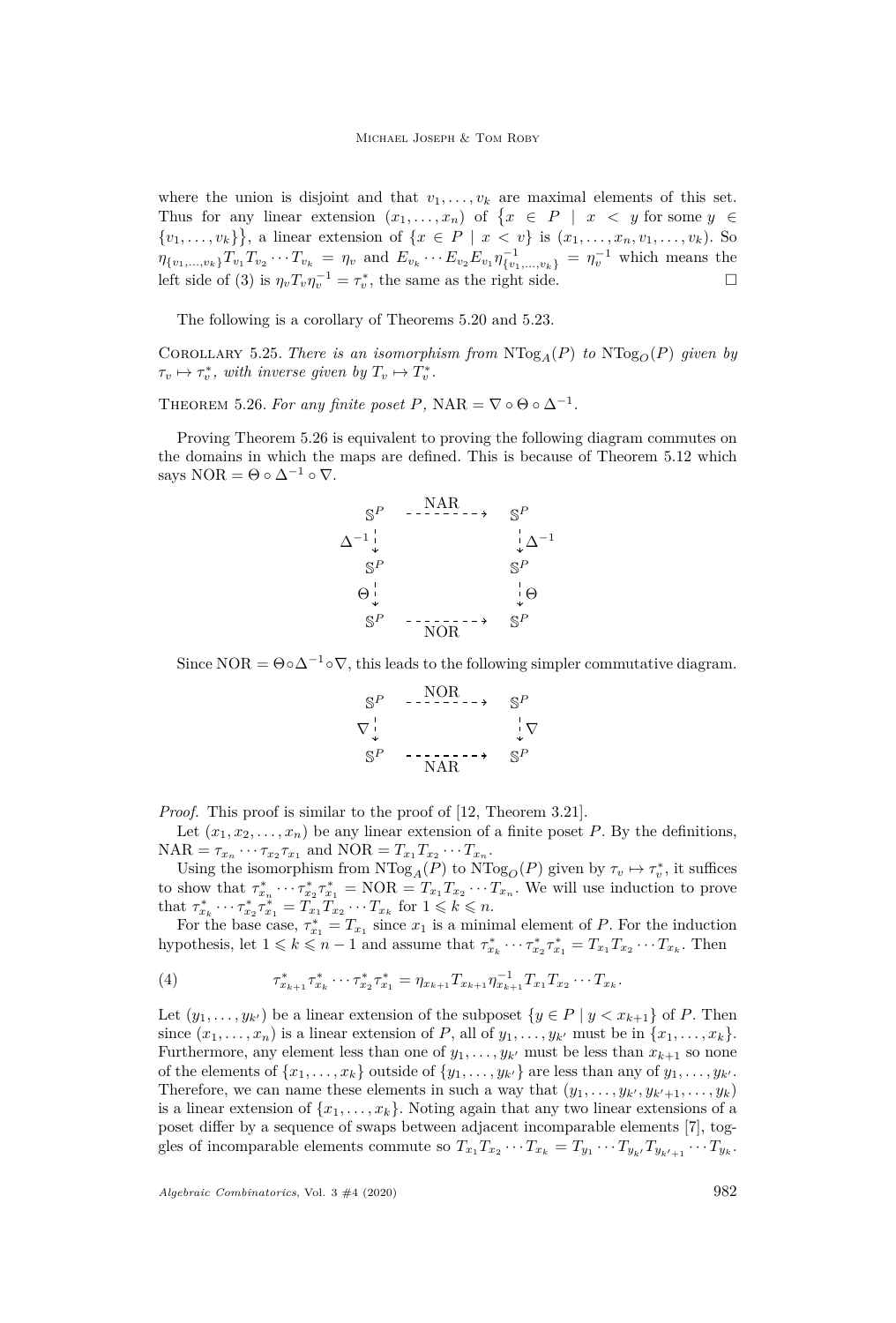where the union is disjoint and that $v_1, \ldots, v_k$ are maximal elements of this set. Thus for any linear extension $(x_1, \ldots, x_n)$ of $\{x \in P \mid x < y \text{ for some } y \in \{v_1, \ldots, v_k\}\}$, a linear extension of $\{x \in P \mid x < v\}$ is $(x_1, \ldots, x_n, v_1, \ldots, v_k)$. So $\eta_{\{v_1,\ldots,v_k\}} T_{v_1} T_{v_2} \cdots T_{v_k} = \eta_v$ and $E_{v_k} \cdots E_{v_2} E_{v_1} \eta^{-1}_{\{v_1,\ldots,v_k\}} = \eta_v^{-1}$ which means the left side of (3) is $\eta_v T_v \eta_v^{-1} = \tau_v^*$, the same as the right side. □

The following is a corollary of Theorems 5.20 and 5.23.

Corollary 5.25. *There is an isomorphism from* $\mathrm{NTog}_A(P)$ *to* $\mathrm{NTog}_O(P)$ *given by* $\tau_v \mapsto \tau_v^*$, *with inverse given by* $T_v \mapsto T_v^*$.

Theorem 5.26. *For any finite poset* $P$, $\mathrm{NAR} = \nabla \circ \Theta \circ \Delta^{-1}$.

Proving Theorem 5.26 is equivalent to proving the following diagram commutes on the domains in which the maps are defined. This is because of Theorem 5.12 which says $\mathrm{NOR} = \Theta \circ \Delta^{-1} \circ \nabla$.

$$\begin{array}{ccc}
\mathbb{S}^P & \xrightarrow{\ \mathrm{NAR}\ } & \mathbb{S}^P \\
\Delta^{-1} \downarrow & & \downarrow \Delta^{-1} \\
\mathbb{S}^P & & \mathbb{S}^P \\
\Theta \downarrow & & \downarrow \Theta \\
\mathbb{S}^P & \xrightarrow[\ \mathrm{NOR}\ ]{} & \mathbb{S}^P
\end{array}$$

Since $\mathrm{NOR} = \Theta \circ \Delta^{-1} \circ \nabla$, this leads to the following simpler commutative diagram.

$$\begin{array}{ccc}
\mathbb{S}^P & \xrightarrow{\ \mathrm{NOR}\ } & \mathbb{S}^P \\
\nabla \downarrow & & \downarrow \nabla \\
\mathbb{S}^P & \xrightarrow[\ \mathrm{NAR}\ ]{} & \mathbb{S}^P
\end{array}$$

*Proof.* This proof is similar to the proof of [12, Theorem 3.21].

Let $(x_1, x_2, \ldots, x_n)$ be any linear extension of a finite poset $P$. By the definitions, $\mathrm{NAR} = \tau_{x_n} \cdots \tau_{x_2} \tau_{x_1}$ and $\mathrm{NOR} = T_{x_1} T_{x_2} \cdots T_{x_n}$.

Using the isomorphism from $\mathrm{NTog}_A(P)$ to $\mathrm{NTog}_O(P)$ given by $\tau_v \mapsto \tau_v^*$, it suffices to show that $\tau^*_{x_n} \cdots \tau^*_{x_2} \tau^*_{x_1} = \mathrm{NOR} = T_{x_1} T_{x_2} \cdots T_{x_n}$. We will use induction to prove that $\tau^*_{x_k} \cdots \tau^*_{x_2} \tau^*_{x_1} = T_{x_1} T_{x_2} \cdots T_{x_k}$ for $1 \leqslant k \leqslant n$.

For the base case, $\tau^*_{x_1} = T_{x_1}$ since $x_1$ is a minimal element of $P$. For the induction hypothesis, let $1 \leqslant k \leqslant n-1$ and assume that $\tau^*_{x_k} \cdots \tau^*_{x_2} \tau^*_{x_1} = T_{x_1} T_{x_2} \cdots T_{x_k}$. Then

$$\tau^*_{x_{k+1}} \tau^*_{x_k} \cdots \tau^*_{x_2} \tau^*_{x_1} = \eta_{x_{k+1}} T_{x_{k+1}} \eta^{-1}_{x_{k+1}} T_{x_1} T_{x_2} \cdots T_{x_k}. \tag{4}$$

Let $(y_1, \ldots, y_{k'})$ be a linear extension of the subposet $\{y \in P \mid y < x_{k+1}\}$ of $P$. Then since $(x_1, \ldots, x_n)$ is a linear extension of $P$, all of $y_1, \ldots, y_{k'}$ must be in $\{x_1, \ldots, x_k\}$. Furthermore, any element less than one of $y_1, \ldots, y_{k'}$ must be less than $x_{k+1}$ so none of the elements of $\{x_1, \ldots, x_k\}$ outside of $\{y_1, \ldots, y_{k'}\}$ are less than any of $y_1, \ldots, y_{k'}$. Therefore, we can name these elements in such a way that $(y_1, \ldots, y_{k'}, y_{k'+1}, \ldots, y_k)$ is a linear extension of $\{x_1, \ldots, x_k\}$. Noting again that any two linear extensions of a poset differ by a sequence of swaps between adjacent incomparable elements [7], toggles of incomparable elements commute so $T_{x_1} T_{x_2} \cdots T_{x_k} = T_{y_1} \cdots T_{y_{k'}} T_{y_{k'+1}} \cdots T_{y_k}$.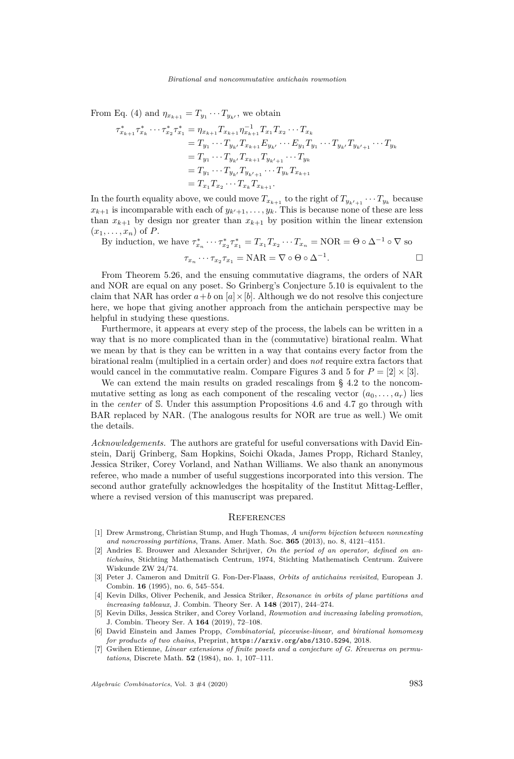From Eq. (4) and $\eta_{x_{k+1}} = T_{y_1} \cdots T_{y_{k'}}$, we obtain

$$
\begin{aligned}
\tau^*_{x_{k+1}} \tau^*_{x_k} \cdots \tau^*_{x_2} \tau^*_{x_1} &= \eta_{x_{k+1}} T_{x_{k+1}} \eta^{-1}_{x_{k+1}} T_{x_1} T_{x_2} \cdots T_{x_k} \\
&= T_{y_1} \cdots T_{y_{k'}} T_{x_{k+1}} E_{y_{k'}} \cdots E_{y_1} T_{y_1} \cdots T_{y_{k'}} T_{y_{k'+1}} \cdots T_{y_k} \\
&= T_{y_1} \cdots T_{y_{k'}} T_{x_{k+1}} T_{y_{k'+1}} \cdots T_{y_k} \\
&= T_{y_1} \cdots T_{y_{k'}} T_{y_{k'+1}} \cdots T_{y_k} T_{x_{k+1}} \\
&= T_{x_1} T_{x_2} \cdots T_{x_k} T_{x_{k+1}}.
\end{aligned}
$$

In the fourth equality above, we could move $T_{x_{k+1}}$ to the right of $T_{y_{k'+1}} \cdots T_{y_k}$ because $x_{k+1}$ is incomparable with each of $y_{k'+1}, \dots, y_k$. This is because none of these are less than $x_{k+1}$ by design nor greater than $x_{k+1}$ by position within the linear extension $(x_1, \dots, x_n)$ of $P$.

By induction, we have $\tau^*_{x_n} \cdots \tau^*_{x_2} \tau^*_{x_1} = T_{x_1} T_{x_2} \cdots T_{x_n} = \text{NOR} = \Theta \circ \Delta^{-1} \circ \nabla$ so

$$\tau_{x_n} \cdots \tau_{x_2} \tau_{x_1} = \text{NAR} = \nabla \circ \Theta \circ \Delta^{-1}. \qquad \square$$

From Theorem 5.26, and the ensuing commutative diagrams, the orders of NAR and NOR are equal on any poset. So Grinberg's Conjecture 5.10 is equivalent to the claim that NAR has order $a+b$ on $[a] \times [b]$. Although we do not resolve this conjecture here, we hope that giving another approach from the antichain perspective may be helpful in studying these questions.

Furthermore, it appears at every step of the process, the labels can be written in a way that is no more complicated than in the (commutative) birational realm. What we mean by that is they can be written in a way that contains every factor from the birational realm (multiplied in a certain order) and does *not* require extra factors that would cancel in the commutative realm. Compare Figures 3 and 5 for $P = [2] \times [3]$.

We can extend the main results on graded rescalings from § 4.2 to the noncommutative setting as long as each component of the rescaling vector $(a_0, \dots, a_r)$ lies in the *center* of $\mathbb{S}$. Under this assumption Propositions 4.6 and 4.7 go through with BAR replaced by NAR. (The analogous results for NOR are true as well.) We omit the details.

*Acknowledgements.* The authors are grateful for useful conversations with David Einstein, Darij Grinberg, Sam Hopkins, Soichi Okada, James Propp, Richard Stanley, Jessica Striker, Corey Vorland, and Nathan Williams. We also thank an anonymous referee, who made a number of useful suggestions incorporated into this version. The second author gratefully acknowledges the hospitality of the Institut Mittag-Leffler, where a revised version of this manuscript was prepared.

## References

[1] Drew Armstrong, Christian Stump, and Hugh Thomas, *A uniform bijection between nonnesting and noncrossing partitions*, Trans. Amer. Math. Soc. **365** (2013), no. 8, 4121–4151.

[2] Andries E. Brouwer and Alexander Schrijver, *On the period of an operator, defined on antichains*, Stichting Mathematisch Centrum, 1974, Stichting Mathematisch Centrum. Zuivere Wiskunde ZW 24/74.

[3] Peter J. Cameron and Dmitriĭ G. Fon-Der-Flaass, *Orbits of antichains revisited*, European J. Combin. **16** (1995), no. 6, 545–554.

[4] Kevin Dilks, Oliver Pechenik, and Jessica Striker, *Resonance in orbits of plane partitions and increasing tableaux*, J. Combin. Theory Ser. A **148** (2017), 244–274.

[5] Kevin Dilks, Jessica Striker, and Corey Vorland, *Rowmotion and increasing labeling promotion*, J. Combin. Theory Ser. A **164** (2019), 72–108.

[6] David Einstein and James Propp, *Combinatorial, piecewise-linear, and birational homomesy for products of two chains*, Preprint, `https://arxiv.org/abs/1310.5294`, 2018.

[7] Gwihen Etienne, *Linear extensions of finite posets and a conjecture of G. Kreweras on permutations*, Discrete Math. **52** (1984), no. 1, 107–111.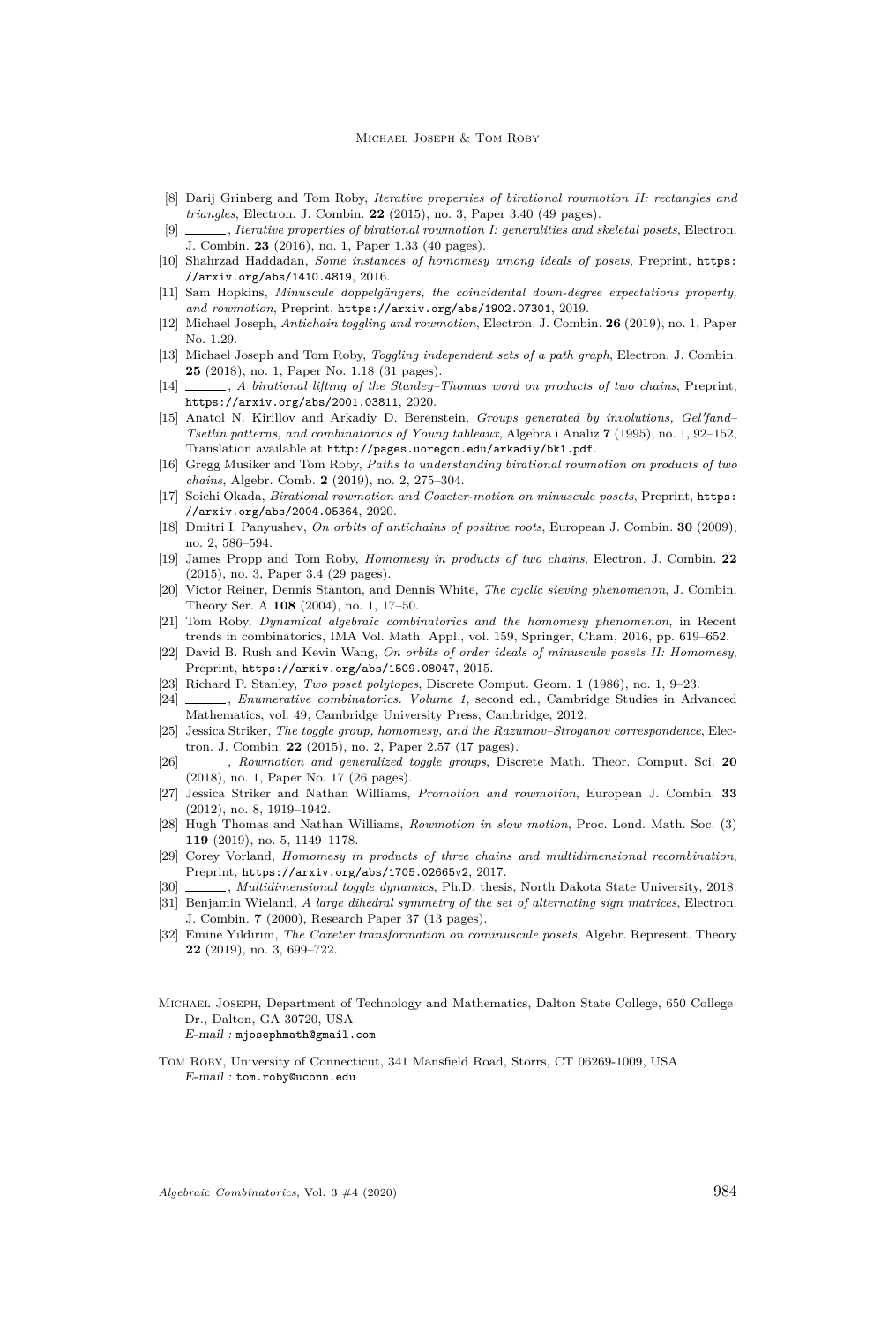[8] Darij Grinberg and Tom Roby, *Iterative properties of birational rowmotion II: rectangles and triangles*, Electron. J. Combin. **22** (2015), no. 3, Paper 3.40 (49 pages).

[9] ______, *Iterative properties of birational rowmotion I: generalities and skeletal posets*, Electron. J. Combin. **23** (2016), no. 1, Paper 1.33 (40 pages).

[10] Shahrzad Haddadan, *Some instances of homomesy among ideals of posets*, Preprint, https://arxiv.org/abs/1410.4819, 2016.

[11] Sam Hopkins, *Minuscule doppelgängers, the coincidental down-degree expectations property, and rowmotion*, Preprint, https://arxiv.org/abs/1902.07301, 2019.

[12] Michael Joseph, *Antichain toggling and rowmotion*, Electron. J. Combin. **26** (2019), no. 1, Paper No. 1.29.

[13] Michael Joseph and Tom Roby, *Toggling independent sets of a path graph*, Electron. J. Combin. **25** (2018), no. 1, Paper No. 1.18 (31 pages).

[14] ______, *A birational lifting of the Stanley–Thomas word on products of two chains*, Preprint, https://arxiv.org/abs/2001.03811, 2020.

[15] Anatol N. Kirillov and Arkadiy D. Berenstein, *Groups generated by involutions, Gel′fand–Tsetlin patterns, and combinatorics of Young tableaux*, Algebra i Analiz **7** (1995), no. 1, 92–152, Translation available at http://pages.uoregon.edu/arkadiy/bk1.pdf.

[16] Gregg Musiker and Tom Roby, *Paths to understanding birational rowmotion on products of two chains*, Algebr. Comb. **2** (2019), no. 2, 275–304.

[17] Soichi Okada, *Birational rowmotion and Coxeter-motion on minuscule posets*, Preprint, https://arxiv.org/abs/2004.05364, 2020.

[18] Dmitri I. Panyushev, *On orbits of antichains of positive roots*, European J. Combin. **30** (2009), no. 2, 586–594.

[19] James Propp and Tom Roby, *Homomesy in products of two chains*, Electron. J. Combin. **22** (2015), no. 3, Paper 3.4 (29 pages).

[20] Victor Reiner, Dennis Stanton, and Dennis White, *The cyclic sieving phenomenon*, J. Combin. Theory Ser. A **108** (2004), no. 1, 17–50.

[21] Tom Roby, *Dynamical algebraic combinatorics and the homomesy phenomenon*, in Recent trends in combinatorics, IMA Vol. Math. Appl., vol. 159, Springer, Cham, 2016, pp. 619–652.

[22] David B. Rush and Kevin Wang, *On orbits of order ideals of minuscule posets II: Homomesy*, Preprint, https://arxiv.org/abs/1509.08047, 2015.

[23] Richard P. Stanley, *Two poset polytopes*, Discrete Comput. Geom. **1** (1986), no. 1, 9–23.

[24] ______, *Enumerative combinatorics. Volume 1*, second ed., Cambridge Studies in Advanced Mathematics, vol. 49, Cambridge University Press, Cambridge, 2012.

[25] Jessica Striker, *The toggle group, homomesy, and the Razumov–Stroganov correspondence*, Electron. J. Combin. **22** (2015), no. 2, Paper 2.57 (17 pages).

[26] ______, *Rowmotion and generalized toggle groups*, Discrete Math. Theor. Comput. Sci. **20** (2018), no. 1, Paper No. 17 (26 pages).

[27] Jessica Striker and Nathan Williams, *Promotion and rowmotion*, European J. Combin. **33** (2012), no. 8, 1919–1942.

[28] Hugh Thomas and Nathan Williams, *Rowmotion in slow motion*, Proc. Lond. Math. Soc. (3) **119** (2019), no. 5, 1149–1178.

[29] Corey Vorland, *Homomesy in products of three chains and multidimensional recombination*, Preprint, https://arxiv.org/abs/1705.02665v2, 2017.

[30] ______, *Multidimensional toggle dynamics*, Ph.D. thesis, North Dakota State University, 2018.

[31] Benjamin Wieland, *A large dihedral symmetry of the set of alternating sign matrices*, Electron. J. Combin. **7** (2000), Research Paper 37 (13 pages).

[32] Emine Yıldırım, *The Coxeter transformation on cominuscule posets*, Algebr. Represent. Theory **22** (2019), no. 3, 699–722.

Michael Joseph, Department of Technology and Mathematics, Dalton State College, 650 College Dr., Dalton, GA 30720, USA
*E-mail :* mjosephmath@gmail.com

Tom Roby, University of Connecticut, 341 Mansfield Road, Storrs, CT 06269-1009, USA
*E-mail :* tom.roby@uconn.edu